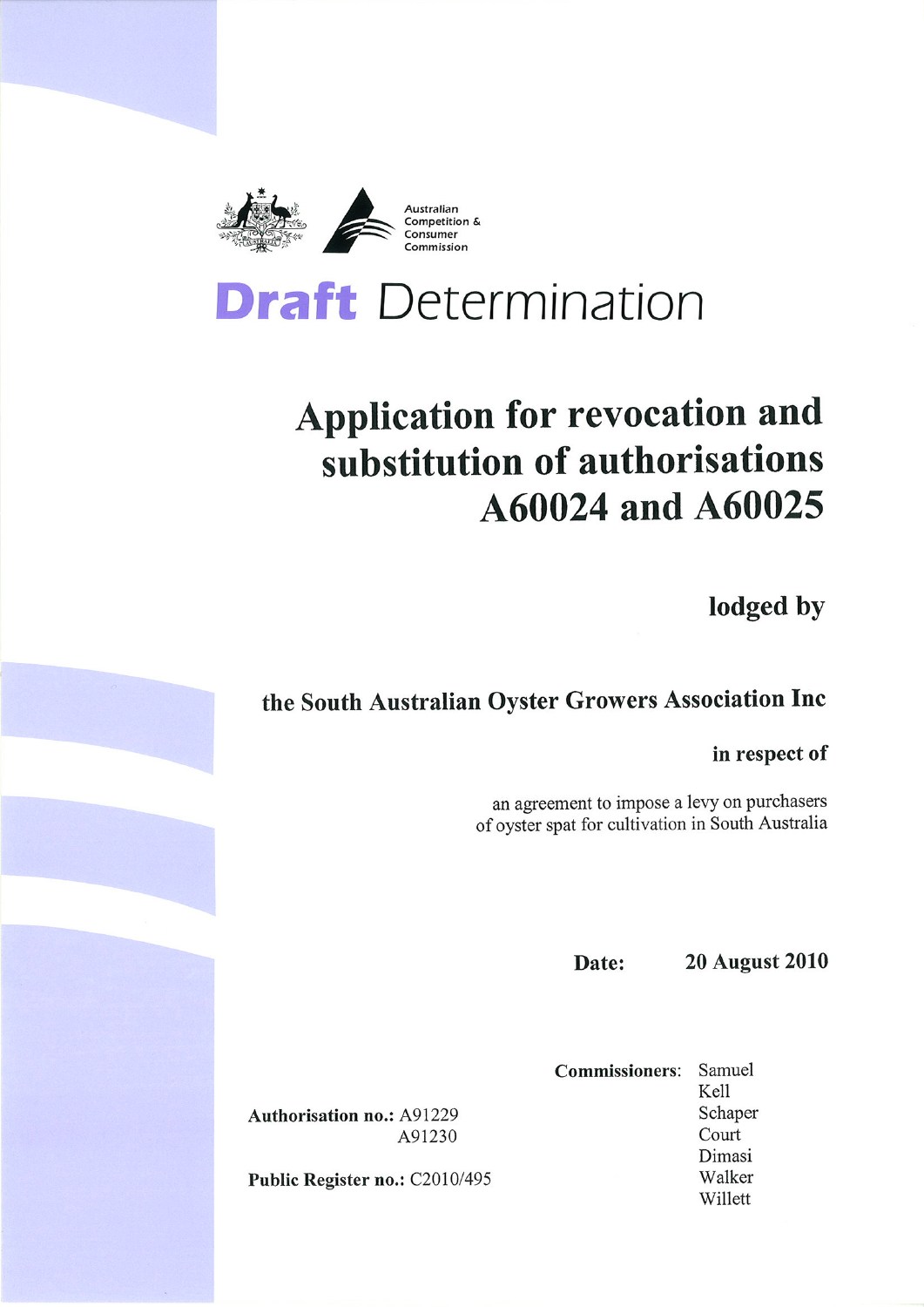Australian Competition & Consumer Commission

# Draft Determination

## Application for revocation and substitution of authorisations A60024 and A60025

**lodged by**

**the South Australian Oyster Growers Association Inc**

**in respect of**

an agreement to impose a levy on purchasers of oyster spat for cultivation in South Australia

**Date:** **20 August 2010**

**Commissioners:** Samuel
Kell
Schaper
Court
Dimasi
Walker
Willett

**Authorisation no.:** A91229
A91230

**Public Register no.:** C2010/495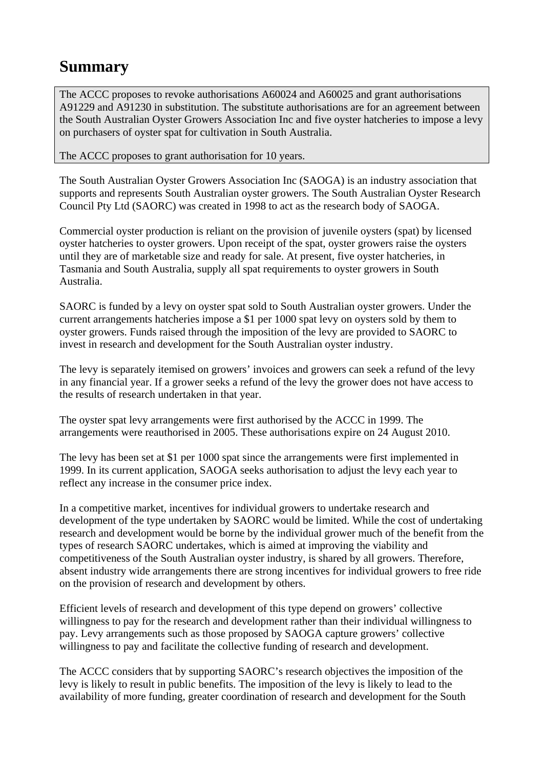# Summary

The ACCC proposes to revoke authorisations A60024 and A60025 and grant authorisations A91229 and A91230 in substitution. The substitute authorisations are for an agreement between the South Australian Oyster Growers Association Inc and five oyster hatcheries to impose a levy on purchasers of oyster spat for cultivation in South Australia.

The ACCC proposes to grant authorisation for 10 years.

The South Australian Oyster Growers Association Inc (SAOGA) is an industry association that supports and represents South Australian oyster growers. The South Australian Oyster Research Council Pty Ltd (SAORC) was created in 1998 to act as the research body of SAOGA.

Commercial oyster production is reliant on the provision of juvenile oysters (spat) by licensed oyster hatcheries to oyster growers. Upon receipt of the spat, oyster growers raise the oysters until they are of marketable size and ready for sale. At present, five oyster hatcheries, in Tasmania and South Australia, supply all spat requirements to oyster growers in South Australia.

SAORC is funded by a levy on oyster spat sold to South Australian oyster growers. Under the current arrangements hatcheries impose a $1 per 1000 spat levy on oysters sold by them to oyster growers. Funds raised through the imposition of the levy are provided to SAORC to invest in research and development for the South Australian oyster industry.

The levy is separately itemised on growers' invoices and growers can seek a refund of the levy in any financial year. If a grower seeks a refund of the levy the grower does not have access to the results of research undertaken in that year.

The oyster spat levy arrangements were first authorised by the ACCC in 1999. The arrangements were reauthorised in 2005. These authorisations expire on 24 August 2010.

The levy has been set at $1 per 1000 spat since the arrangements were first implemented in 1999. In its current application, SAOGA seeks authorisation to adjust the levy each year to reflect any increase in the consumer price index.

In a competitive market, incentives for individual growers to undertake research and development of the type undertaken by SAORC would be limited. While the cost of undertaking research and development would be borne by the individual grower much of the benefit from the types of research SAORC undertakes, which is aimed at improving the viability and competitiveness of the South Australian oyster industry, is shared by all growers. Therefore, absent industry wide arrangements there are strong incentives for individual growers to free ride on the provision of research and development by others.

Efficient levels of research and development of this type depend on growers' collective willingness to pay for the research and development rather than their individual willingness to pay. Levy arrangements such as those proposed by SAOGA capture growers' collective willingness to pay and facilitate the collective funding of research and development.

The ACCC considers that by supporting SAORC's research objectives the imposition of the levy is likely to result in public benefits. The imposition of the levy is likely to lead to the availability of more funding, greater coordination of research and development for the South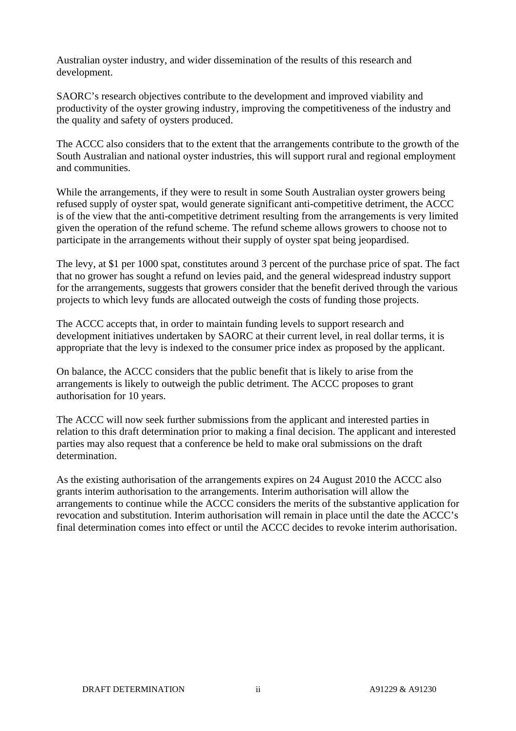Australian oyster industry, and wider dissemination of the results of this research and development.

SAORC's research objectives contribute to the development and improved viability and productivity of the oyster growing industry, improving the competitiveness of the industry and the quality and safety of oysters produced.

The ACCC also considers that to the extent that the arrangements contribute to the growth of the South Australian and national oyster industries, this will support rural and regional employment and communities.

While the arrangements, if they were to result in some South Australian oyster growers being refused supply of oyster spat, would generate significant anti-competitive detriment, the ACCC is of the view that the anti-competitive detriment resulting from the arrangements is very limited given the operation of the refund scheme. The refund scheme allows growers to choose not to participate in the arrangements without their supply of oyster spat being jeopardised.

The levy, at $1 per 1000 spat, constitutes around 3 percent of the purchase price of spat. The fact that no grower has sought a refund on levies paid, and the general widespread industry support for the arrangements, suggests that growers consider that the benefit derived through the various projects to which levy funds are allocated outweigh the costs of funding those projects.

The ACCC accepts that, in order to maintain funding levels to support research and development initiatives undertaken by SAORC at their current level, in real dollar terms, it is appropriate that the levy is indexed to the consumer price index as proposed by the applicant.

On balance, the ACCC considers that the public benefit that is likely to arise from the arrangements is likely to outweigh the public detriment. The ACCC proposes to grant authorisation for 10 years.

The ACCC will now seek further submissions from the applicant and interested parties in relation to this draft determination prior to making a final decision. The applicant and interested parties may also request that a conference be held to make oral submissions on the draft determination.

As the existing authorisation of the arrangements expires on 24 August 2010 the ACCC also grants interim authorisation to the arrangements. Interim authorisation will allow the arrangements to continue while the ACCC considers the merits of the substantive application for revocation and substitution. Interim authorisation will remain in place until the date the ACCC's final determination comes into effect or until the ACCC decides to revoke interim authorisation.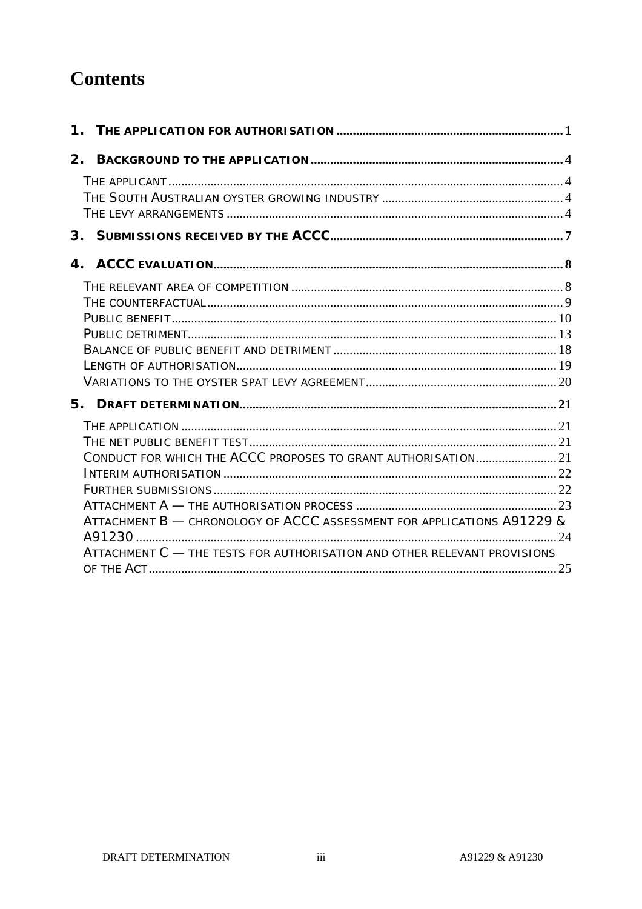# Contents

1. THE APPLICATION FOR AUTHORISATION ..... 1
2. BACKGROUND TO THE APPLICATION ..... 4
   - THE APPLICANT ..... 4
   - THE SOUTH AUSTRALIAN OYSTER GROWING INDUSTRY ..... 4
   - THE LEVY ARRANGEMENTS ..... 4
3. SUBMISSIONS RECEIVED BY THE ACCC ..... 7
4. ACCC EVALUATION ..... 8
   - THE RELEVANT AREA OF COMPETITION ..... 8
   - THE COUNTERFACTUAL ..... 9
   - PUBLIC BENEFIT ..... 10
   - PUBLIC DETRIMENT ..... 13
   - BALANCE OF PUBLIC BENEFIT AND DETRIMENT ..... 18
   - LENGTH OF AUTHORISATION ..... 19
   - VARIATIONS TO THE OYSTER SPAT LEVY AGREEMENT ..... 20
5. DRAFT DETERMINATION ..... 21
   - THE APPLICATION ..... 21
   - THE NET PUBLIC BENEFIT TEST ..... 21
   - CONDUCT FOR WHICH THE ACCC PROPOSES TO GRANT AUTHORISATION ..... 21
   - INTERIM AUTHORISATION ..... 22
   - FURTHER SUBMISSIONS ..... 22
   - ATTACHMENT A — THE AUTHORISATION PROCESS ..... 23
   - ATTACHMENT B — CHRONOLOGY OF ACCC ASSESSMENT FOR APPLICATIONS A91229 & A91230 ..... 24
   - ATTACHMENT C — THE TESTS FOR AUTHORISATION AND OTHER RELEVANT PROVISIONS OF THE ACT ..... 25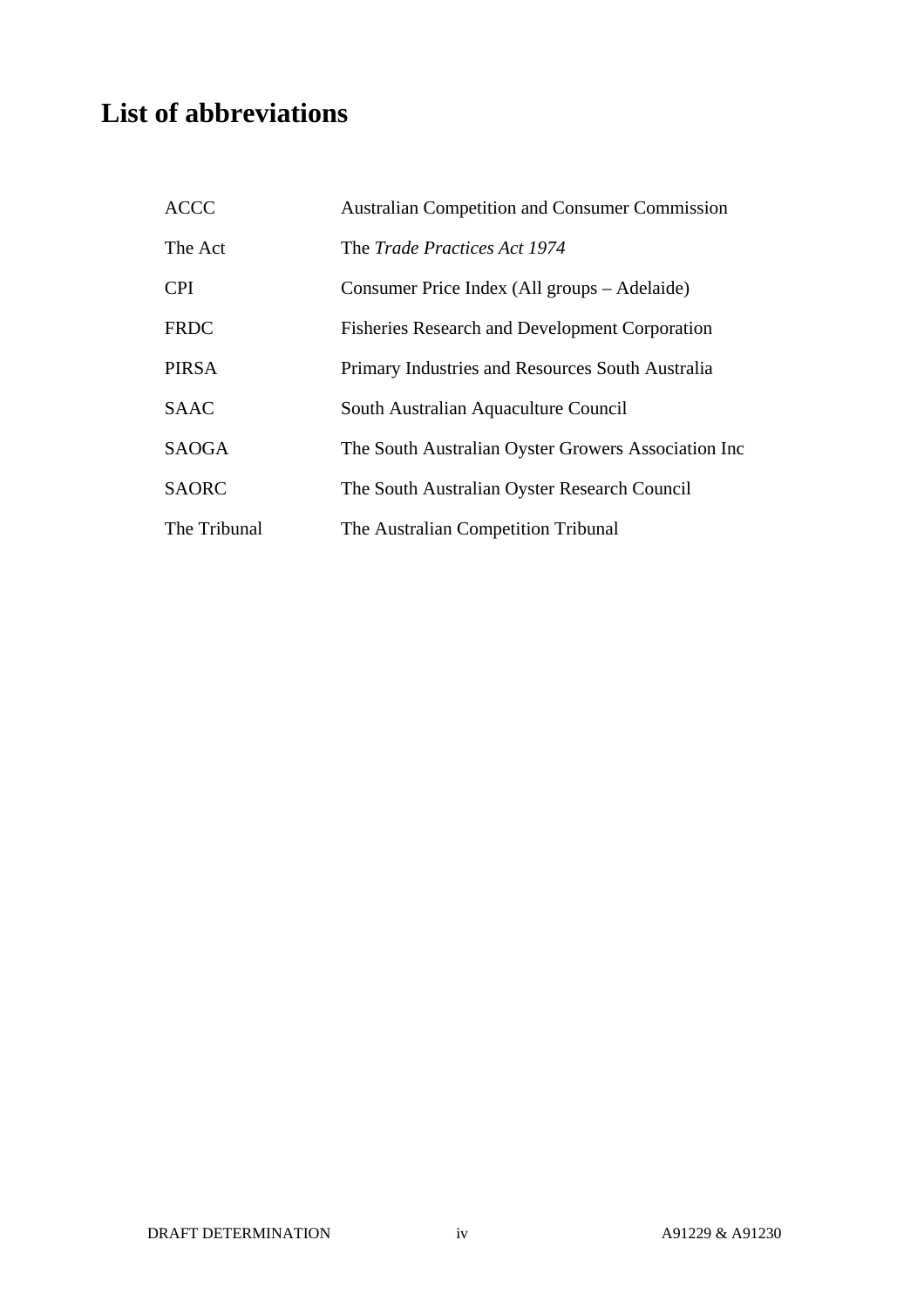# List of abbreviations

| | |
|---|---|
| ACCC | Australian Competition and Consumer Commission |
| The Act | The *Trade Practices Act 1974* |
| CPI | Consumer Price Index (All groups – Adelaide) |
| FRDC | Fisheries Research and Development Corporation |
| PIRSA | Primary Industries and Resources South Australia |
| SAAC | South Australian Aquaculture Council |
| SAOGA | The South Australian Oyster Growers Association Inc |
| SAORC | The South Australian Oyster Research Council |
| The Tribunal | The Australian Competition Tribunal |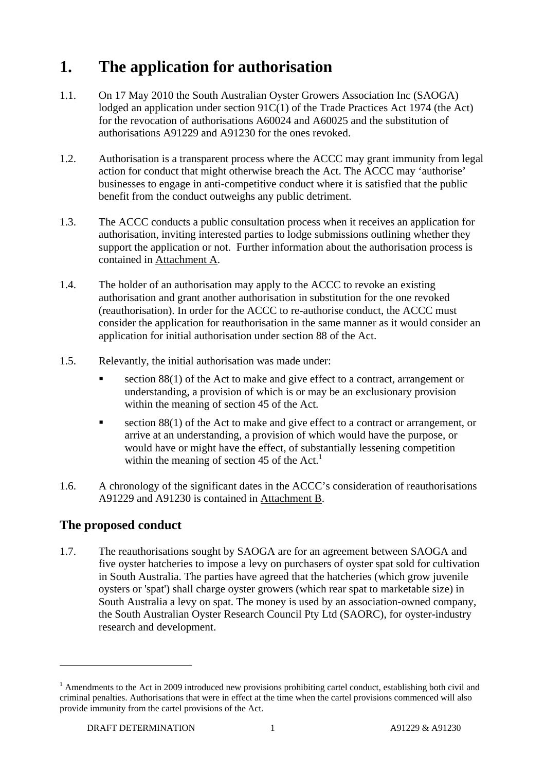# 1. The application for authorisation

1.1. On 17 May 2010 the South Australian Oyster Growers Association Inc (SAOGA) lodged an application under section 91C(1) of the Trade Practices Act 1974 (the Act) for the revocation of authorisations A60024 and A60025 and the substitution of authorisations A91229 and A91230 for the ones revoked.

1.2. Authorisation is a transparent process where the ACCC may grant immunity from legal action for conduct that might otherwise breach the Act. The ACCC may 'authorise' businesses to engage in anti-competitive conduct where it is satisfied that the public benefit from the conduct outweighs any public detriment.

1.3. The ACCC conducts a public consultation process when it receives an application for authorisation, inviting interested parties to lodge submissions outlining whether they support the application or not. Further information about the authorisation process is contained in Attachment A.

1.4. The holder of an authorisation may apply to the ACCC to revoke an existing authorisation and grant another authorisation in substitution for the one revoked (reauthorisation). In order for the ACCC to re-authorise conduct, the ACCC must consider the application for reauthorisation in the same manner as it would consider an application for initial authorisation under section 88 of the Act.

1.5. Relevantly, the initial authorisation was made under:

- section 88(1) of the Act to make and give effect to a contract, arrangement or understanding, a provision of which is or may be an exclusionary provision within the meaning of section 45 of the Act.
- section 88(1) of the Act to make and give effect to a contract or arrangement, or arrive at an understanding, a provision of which would have the purpose, or would have or might have the effect, of substantially lessening competition within the meaning of section 45 of the Act.[1]

1.6. A chronology of the significant dates in the ACCC's consideration of reauthorisations A91229 and A91230 is contained in Attachment B.

## The proposed conduct

1.7. The reauthorisations sought by SAOGA are for an agreement between SAOGA and five oyster hatcheries to impose a levy on purchasers of oyster spat sold for cultivation in South Australia. The parties have agreed that the hatcheries (which grow juvenile oysters or 'spat') shall charge oyster growers (which rear spat to marketable size) in South Australia a levy on spat. The money is used by an association-owned company, the South Australian Oyster Research Council Pty Ltd (SAORC), for oyster-industry research and development.

---

[1] Amendments to the Act in 2009 introduced new provisions prohibiting cartel conduct, establishing both civil and criminal penalties. Authorisations that were in effect at the time when the cartel provisions commenced will also provide immunity from the cartel provisions of the Act.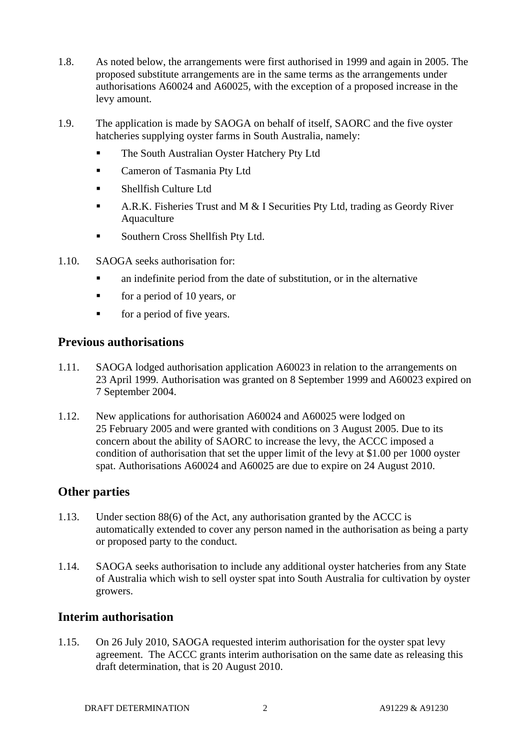1.8. As noted below, the arrangements were first authorised in 1999 and again in 2005. The proposed substitute arrangements are in the same terms as the arrangements under authorisations A60024 and A60025, with the exception of a proposed increase in the levy amount.

1.9. The application is made by SAOGA on behalf of itself, SAORC and the five oyster hatcheries supplying oyster farms in South Australia, namely:

- The South Australian Oyster Hatchery Pty Ltd
- Cameron of Tasmania Pty Ltd
- Shellfish Culture Ltd
- A.R.K. Fisheries Trust and M & I Securities Pty Ltd, trading as Geordy River Aquaculture
- Southern Cross Shellfish Pty Ltd.

1.10. SAOGA seeks authorisation for:

- an indefinite period from the date of substitution, or in the alternative
- for a period of 10 years, or
- for a period of five years.

## Previous authorisations

1.11. SAOGA lodged authorisation application A60023 in relation to the arrangements on 23 April 1999. Authorisation was granted on 8 September 1999 and A60023 expired on 7 September 2004.

1.12. New applications for authorisation A60024 and A60025 were lodged on 25 February 2005 and were granted with conditions on 3 August 2005. Due to its concern about the ability of SAORC to increase the levy, the ACCC imposed a condition of authorisation that set the upper limit of the levy at $1.00 per 1000 oyster spat. Authorisations A60024 and A60025 are due to expire on 24 August 2010.

## Other parties

1.13. Under section 88(6) of the Act, any authorisation granted by the ACCC is automatically extended to cover any person named in the authorisation as being a party or proposed party to the conduct.

1.14. SAOGA seeks authorisation to include any additional oyster hatcheries from any State of Australia which wish to sell oyster spat into South Australia for cultivation by oyster growers.

## Interim authorisation

1.15. On 26 July 2010, SAOGA requested interim authorisation for the oyster spat levy agreement. The ACCC grants interim authorisation on the same date as releasing this draft determination, that is 20 August 2010.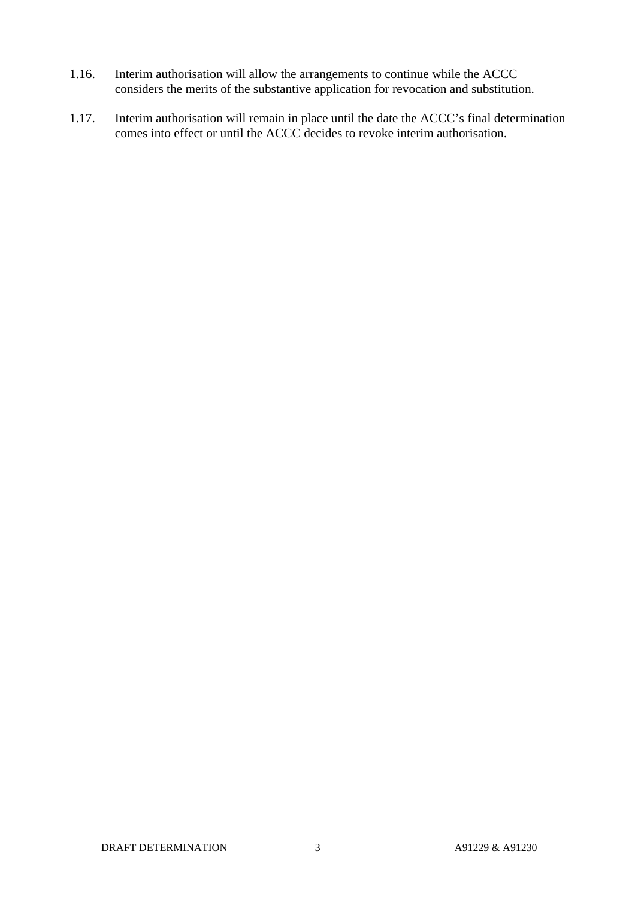1.16. Interim authorisation will allow the arrangements to continue while the ACCC considers the merits of the substantive application for revocation and substitution.

1.17. Interim authorisation will remain in place until the date the ACCC's final determination comes into effect or until the ACCC decides to revoke interim authorisation.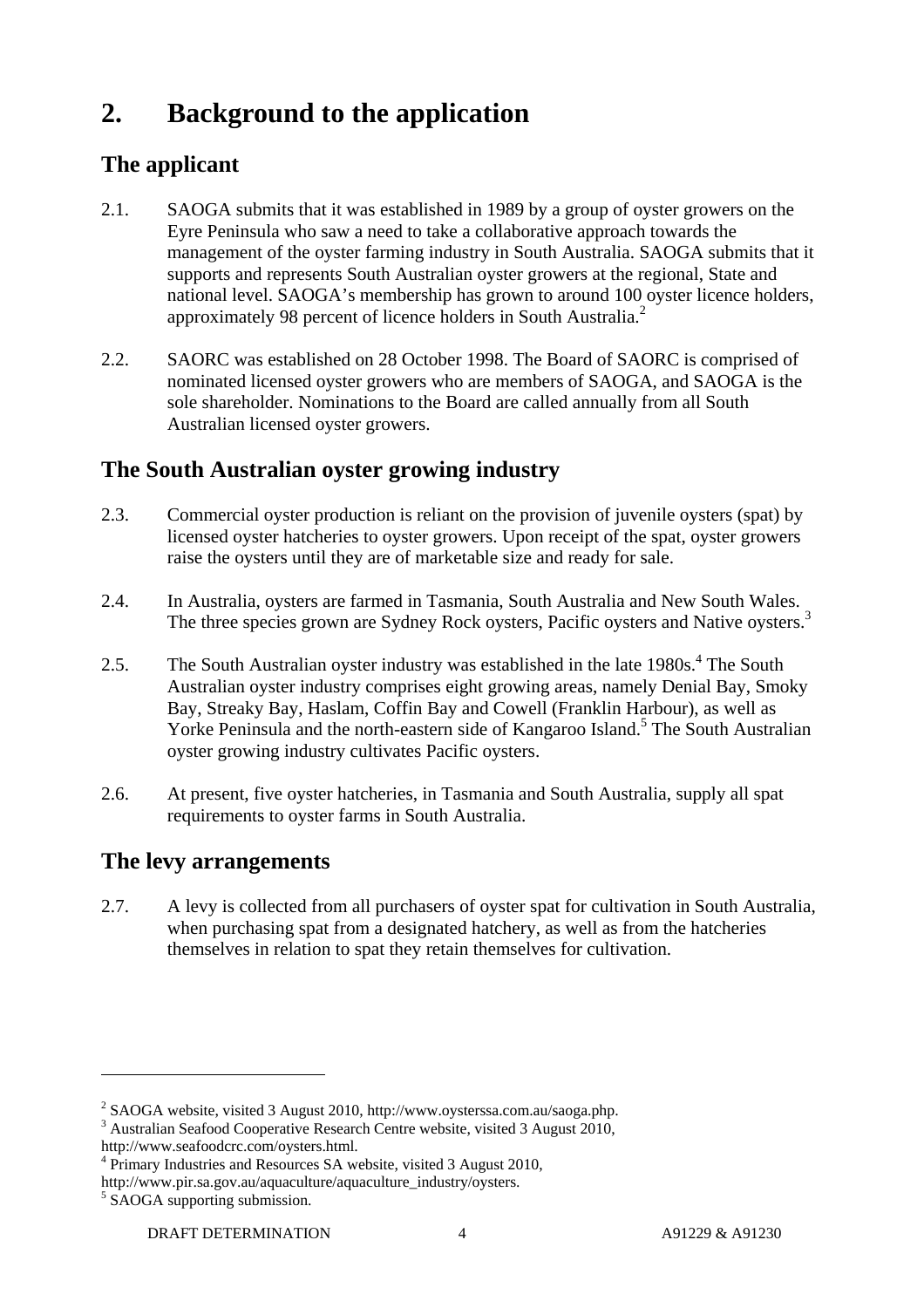# 2. Background to the application

## The applicant

2.1. SAOGA submits that it was established in 1989 by a group of oyster growers on the Eyre Peninsula who saw a need to take a collaborative approach towards the management of the oyster farming industry in South Australia. SAOGA submits that it supports and represents South Australian oyster growers at the regional, State and national level. SAOGA's membership has grown to around 100 oyster licence holders, approximately 98 percent of licence holders in South Australia.[2]

2.2. SAORC was established on 28 October 1998. The Board of SAORC is comprised of nominated licensed oyster growers who are members of SAOGA, and SAOGA is the sole shareholder. Nominations to the Board are called annually from all South Australian licensed oyster growers.

## The South Australian oyster growing industry

2.3. Commercial oyster production is reliant on the provision of juvenile oysters (spat) by licensed oyster hatcheries to oyster growers. Upon receipt of the spat, oyster growers raise the oysters until they are of marketable size and ready for sale.

2.4. In Australia, oysters are farmed in Tasmania, South Australia and New South Wales. The three species grown are Sydney Rock oysters, Pacific oysters and Native oysters.[3]

2.5. The South Australian oyster industry was established in the late 1980s.[4] The South Australian oyster industry comprises eight growing areas, namely Denial Bay, Smoky Bay, Streaky Bay, Haslam, Coffin Bay and Cowell (Franklin Harbour), as well as Yorke Peninsula and the north-eastern side of Kangaroo Island.[5] The South Australian oyster growing industry cultivates Pacific oysters.

2.6. At present, five oyster hatcheries, in Tasmania and South Australia, supply all spat requirements to oyster farms in South Australia.

## The levy arrangements

2.7. A levy is collected from all purchasers of oyster spat for cultivation in South Australia, when purchasing spat from a designated hatchery, as well as from the hatcheries themselves in relation to spat they retain themselves for cultivation.

---

[2] SAOGA website, visited 3 August 2010, http://www.oysterssa.com.au/saoga.php.

[3] Australian Seafood Cooperative Research Centre website, visited 3 August 2010, http://www.seafoodcrc.com/oysters.html.

[4] Primary Industries and Resources SA website, visited 3 August 2010, http://www.pir.sa.gov.au/aquaculture/aquaculture_industry/oysters.

[5] SAOGA supporting submission.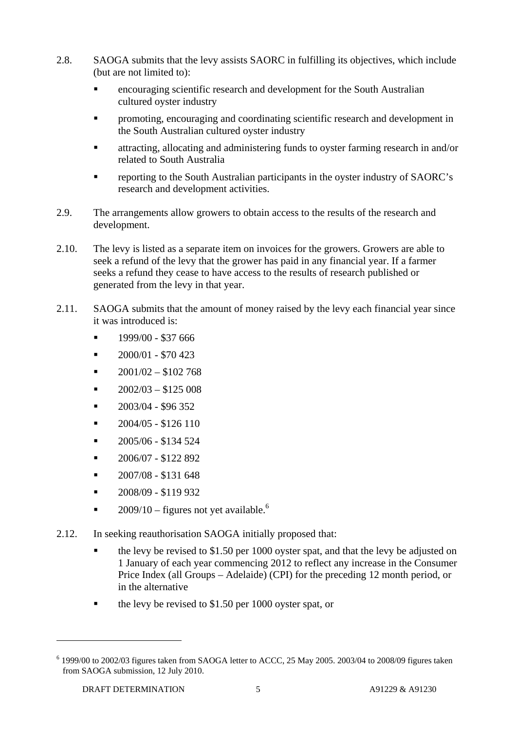2.8. SAOGA submits that the levy assists SAORC in fulfilling its objectives, which include (but are not limited to):

- encouraging scientific research and development for the South Australian cultured oyster industry
- promoting, encouraging and coordinating scientific research and development in the South Australian cultured oyster industry
- attracting, allocating and administering funds to oyster farming research in and/or related to South Australia
- reporting to the South Australian participants in the oyster industry of SAORC's research and development activities.

2.9. The arrangements allow growers to obtain access to the results of the research and development.

2.10. The levy is listed as a separate item on invoices for the growers. Growers are able to seek a refund of the levy that the grower has paid in any financial year. If a farmer seeks a refund they cease to have access to the results of research published or generated from the levy in that year.

2.11. SAOGA submits that the amount of money raised by the levy each financial year since it was introduced is:

- 1999/00 - $37 666
- 2000/01 - $70 423
- 2001/02 – $102 768
- 2002/03 – $125 008
- 2003/04 - $96 352
- 2004/05 - $126 110
- 2005/06 - $134 524
- 2006/07 - $122 892
- 2007/08 - $131 648
- 2008/09 - $119 932
- 2009/10 – figures not yet available.[6]

2.12. In seeking reauthorisation SAOGA initially proposed that:

- the levy be revised to $1.50 per 1000 oyster spat, and that the levy be adjusted on 1 January of each year commencing 2012 to reflect any increase in the Consumer Price Index (all Groups – Adelaide) (CPI) for the preceding 12 month period, or in the alternative
- the levy be revised to $1.50 per 1000 oyster spat, or

---

[6] 1999/00 to 2002/03 figures taken from SAOGA letter to ACCC, 25 May 2005. 2003/04 to 2008/09 figures taken from SAOGA submission, 12 July 2010.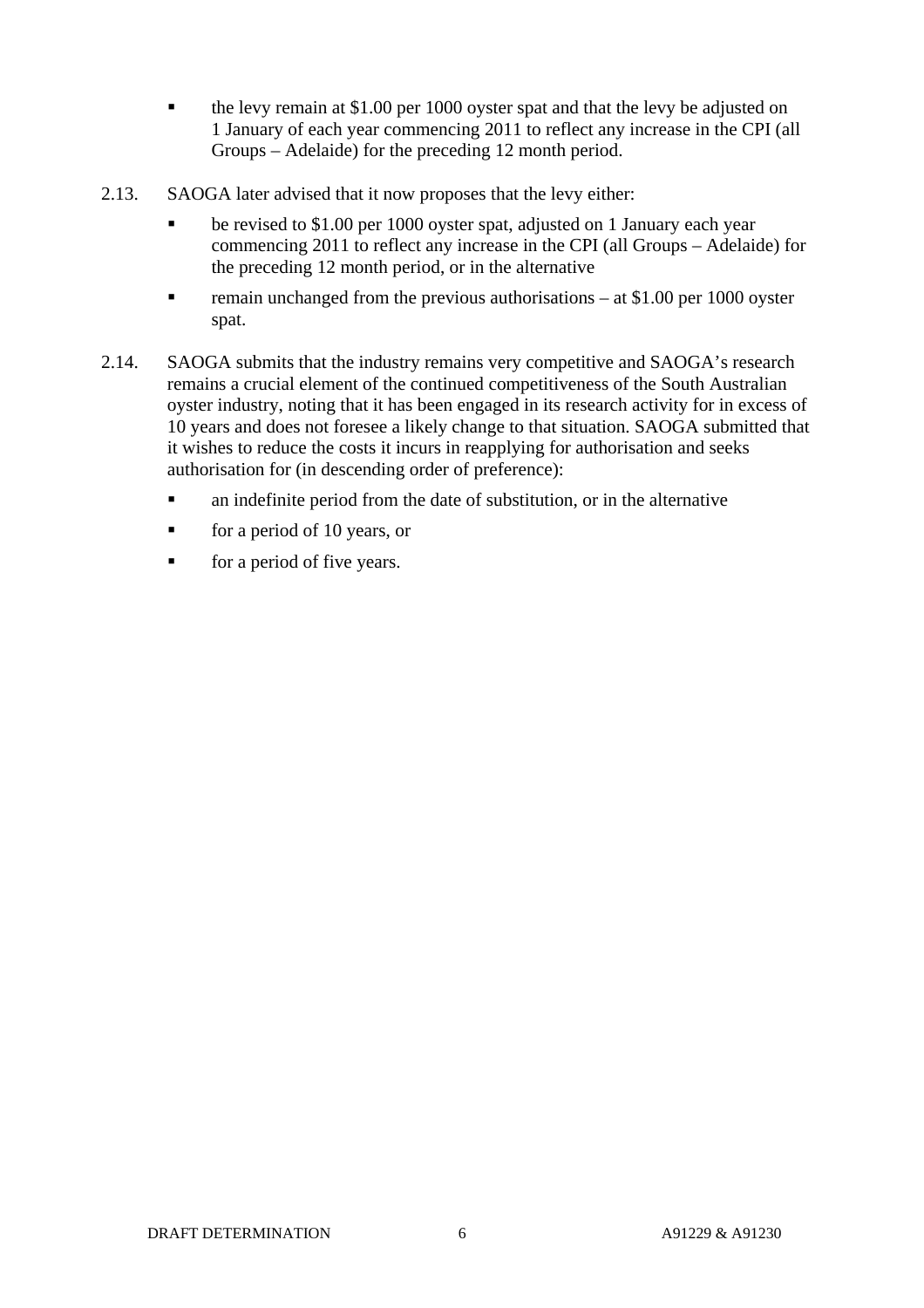- the levy remain at $1.00 per 1000 oyster spat and that the levy be adjusted on 1 January of each year commencing 2011 to reflect any increase in the CPI (all Groups – Adelaide) for the preceding 12 month period.

2.13. SAOGA later advised that it now proposes that the levy either:

- be revised to $1.00 per 1000 oyster spat, adjusted on 1 January each year commencing 2011 to reflect any increase in the CPI (all Groups – Adelaide) for the preceding 12 month period, or in the alternative
- remain unchanged from the previous authorisations – at $1.00 per 1000 oyster spat.

2.14. SAOGA submits that the industry remains very competitive and SAOGA's research remains a crucial element of the continued competitiveness of the South Australian oyster industry, noting that it has been engaged in its research activity for in excess of 10 years and does not foresee a likely change to that situation. SAOGA submitted that it wishes to reduce the costs it incurs in reapplying for authorisation and seeks authorisation for (in descending order of preference):

- an indefinite period from the date of substitution, or in the alternative
- for a period of 10 years, or
- for a period of five years.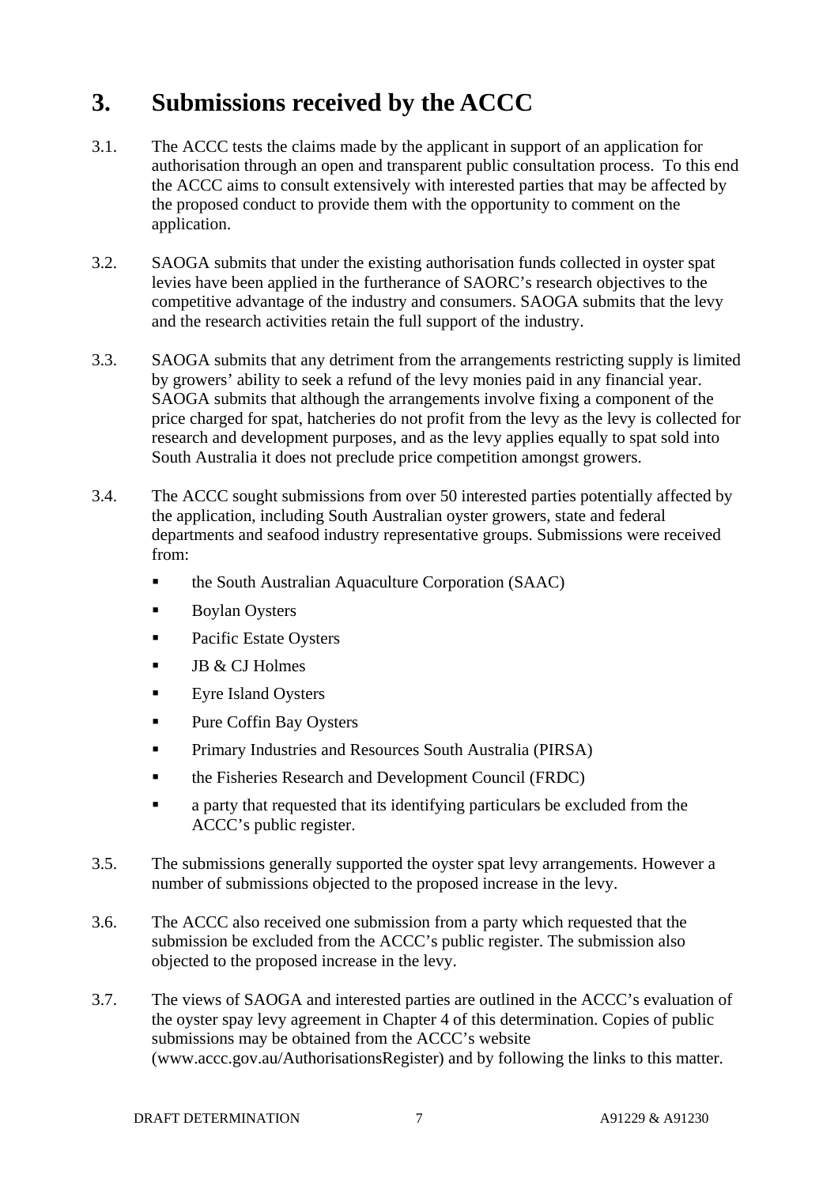# 3. Submissions received by the ACCC

3.1. The ACCC tests the claims made by the applicant in support of an application for authorisation through an open and transparent public consultation process. To this end the ACCC aims to consult extensively with interested parties that may be affected by the proposed conduct to provide them with the opportunity to comment on the application.

3.2. SAOGA submits that under the existing authorisation funds collected in oyster spat levies have been applied in the furtherance of SAORC's research objectives to the competitive advantage of the industry and consumers. SAOGA submits that the levy and the research activities retain the full support of the industry.

3.3. SAOGA submits that any detriment from the arrangements restricting supply is limited by growers' ability to seek a refund of the levy monies paid in any financial year. SAOGA submits that although the arrangements involve fixing a component of the price charged for spat, hatcheries do not profit from the levy as the levy is collected for research and development purposes, and as the levy applies equally to spat sold into South Australia it does not preclude price competition amongst growers.

3.4. The ACCC sought submissions from over 50 interested parties potentially affected by the application, including South Australian oyster growers, state and federal departments and seafood industry representative groups. Submissions were received from:

- the South Australian Aquaculture Corporation (SAAC)
- Boylan Oysters
- Pacific Estate Oysters
- JB & CJ Holmes
- Eyre Island Oysters
- Pure Coffin Bay Oysters
- Primary Industries and Resources South Australia (PIRSA)
- the Fisheries Research and Development Council (FRDC)
- a party that requested that its identifying particulars be excluded from the ACCC's public register.

3.5. The submissions generally supported the oyster spat levy arrangements. However a number of submissions objected to the proposed increase in the levy.

3.6. The ACCC also received one submission from a party which requested that the submission be excluded from the ACCC's public register. The submission also objected to the proposed increase in the levy.

3.7. The views of SAOGA and interested parties are outlined in the ACCC's evaluation of the oyster spay levy agreement in Chapter 4 of this determination. Copies of public submissions may be obtained from the ACCC's website (www.accc.gov.au/AuthorisationsRegister) and by following the links to this matter.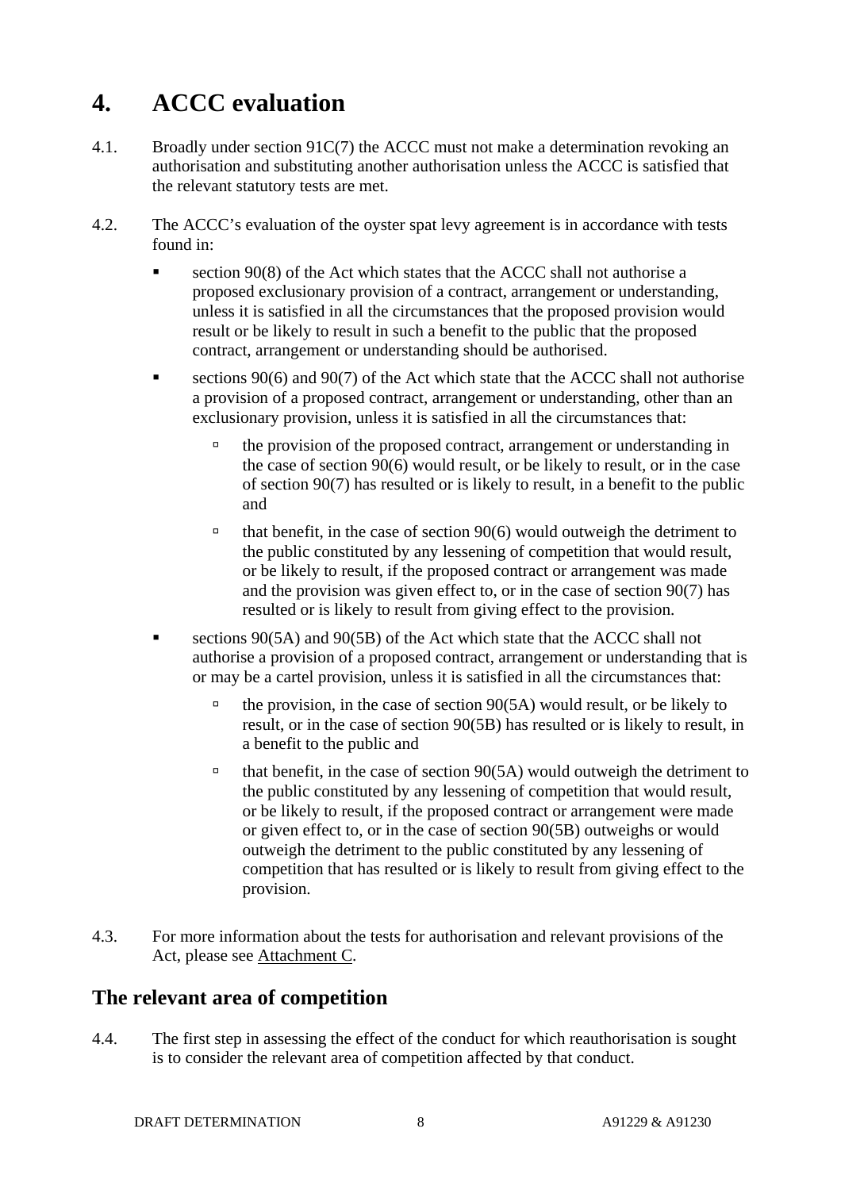# 4. ACCC evaluation

4.1. Broadly under section 91C(7) the ACCC must not make a determination revoking an authorisation and substituting another authorisation unless the ACCC is satisfied that the relevant statutory tests are met.

4.2. The ACCC's evaluation of the oyster spat levy agreement is in accordance with tests found in:

- section 90(8) of the Act which states that the ACCC shall not authorise a proposed exclusionary provision of a contract, arrangement or understanding, unless it is satisfied in all the circumstances that the proposed provision would result or be likely to result in such a benefit to the public that the proposed contract, arrangement or understanding should be authorised.
- sections 90(6) and 90(7) of the Act which state that the ACCC shall not authorise a provision of a proposed contract, arrangement or understanding, other than an exclusionary provision, unless it is satisfied in all the circumstances that:
  - the provision of the proposed contract, arrangement or understanding in the case of section 90(6) would result, or be likely to result, or in the case of section 90(7) has resulted or is likely to result, in a benefit to the public and
  - that benefit, in the case of section 90(6) would outweigh the detriment to the public constituted by any lessening of competition that would result, or be likely to result, if the proposed contract or arrangement was made and the provision was given effect to, or in the case of section 90(7) has resulted or is likely to result from giving effect to the provision.
- sections 90(5A) and 90(5B) of the Act which state that the ACCC shall not authorise a provision of a proposed contract, arrangement or understanding that is or may be a cartel provision, unless it is satisfied in all the circumstances that:
  - the provision, in the case of section 90(5A) would result, or be likely to result, or in the case of section 90(5B) has resulted or is likely to result, in a benefit to the public and
  - that benefit, in the case of section 90(5A) would outweigh the detriment to the public constituted by any lessening of competition that would result, or be likely to result, if the proposed contract or arrangement were made or given effect to, or in the case of section 90(5B) outweighs or would outweigh the detriment to the public constituted by any lessening of competition that has resulted or is likely to result from giving effect to the provision.

4.3. For more information about the tests for authorisation and relevant provisions of the Act, please see Attachment C.

## The relevant area of competition

4.4. The first step in assessing the effect of the conduct for which reauthorisation is sought is to consider the relevant area of competition affected by that conduct.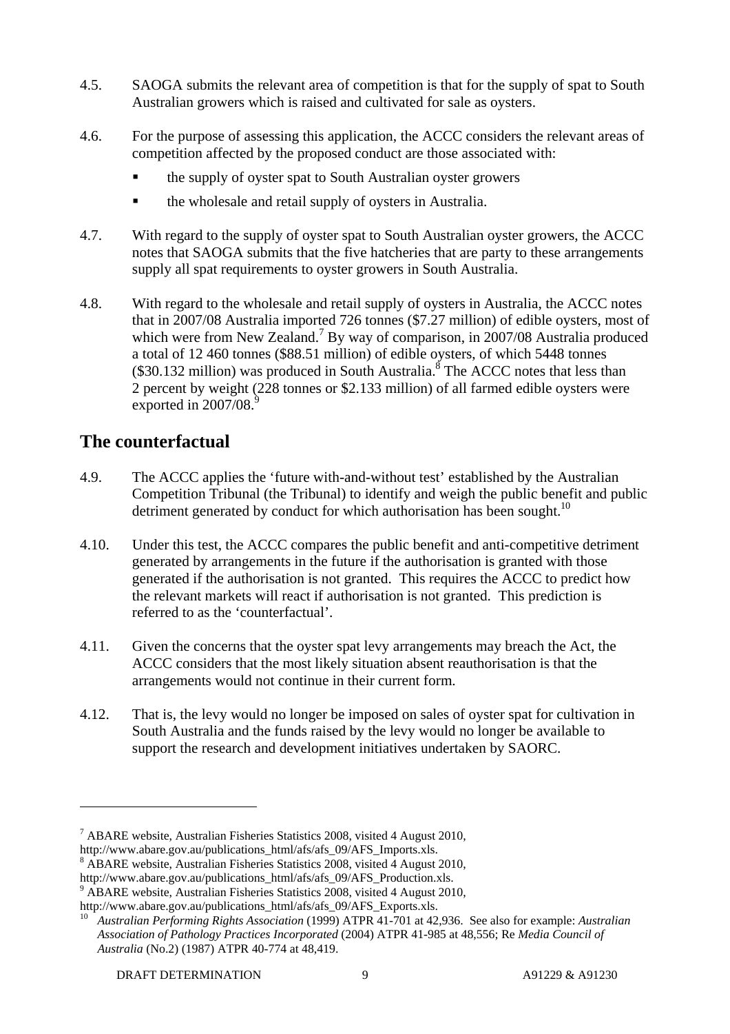4.5. SAOGA submits the relevant area of competition is that for the supply of spat to South Australian growers which is raised and cultivated for sale as oysters.

4.6. For the purpose of assessing this application, the ACCC considers the relevant areas of competition affected by the proposed conduct are those associated with:

- the supply of oyster spat to South Australian oyster growers
- the wholesale and retail supply of oysters in Australia.

4.7. With regard to the supply of oyster spat to South Australian oyster growers, the ACCC notes that SAOGA submits that the five hatcheries that are party to these arrangements supply all spat requirements to oyster growers in South Australia.

4.8. With regard to the wholesale and retail supply of oysters in Australia, the ACCC notes that in 2007/08 Australia imported 726 tonnes ($7.27 million) of edible oysters, most of which were from New Zealand.[7] By way of comparison, in 2007/08 Australia produced a total of 12 460 tonnes ($88.51 million) of edible oysters, of which 5448 tonnes ($30.132 million) was produced in South Australia.[8] The ACCC notes that less than 2 percent by weight (228 tonnes or $2.133 million) of all farmed edible oysters were exported in 2007/08.[9]

## The counterfactual

4.9. The ACCC applies the 'future with-and-without test' established by the Australian Competition Tribunal (the Tribunal) to identify and weigh the public benefit and public detriment generated by conduct for which authorisation has been sought.[10]

4.10. Under this test, the ACCC compares the public benefit and anti-competitive detriment generated by arrangements in the future if the authorisation is granted with those generated if the authorisation is not granted. This requires the ACCC to predict how the relevant markets will react if authorisation is not granted. This prediction is referred to as the 'counterfactual'.

4.11. Given the concerns that the oyster spat levy arrangements may breach the Act, the ACCC considers that the most likely situation absent reauthorisation is that the arrangements would not continue in their current form.

4.12. That is, the levy would no longer be imposed on sales of oyster spat for cultivation in South Australia and the funds raised by the levy would no longer be available to support the research and development initiatives undertaken by SAORC.

---

[7] ABARE website, Australian Fisheries Statistics 2008, visited 4 August 2010, http://www.abare.gov.au/publications_html/afs/afs_09/AFS_Imports.xls.

[8] ABARE website, Australian Fisheries Statistics 2008, visited 4 August 2010, http://www.abare.gov.au/publications_html/afs/afs_09/AFS_Production.xls.

[9] ABARE website, Australian Fisheries Statistics 2008, visited 4 August 2010, http://www.abare.gov.au/publications_html/afs/afs_09/AFS_Exports.xls.

[10] *Australian Performing Rights Association* (1999) ATPR 41-701 at 42,936. See also for example: *Australian Association of Pathology Practices Incorporated* (2004) ATPR 41-985 at 48,556; Re *Media Council of Australia* (No.2) (1987) ATPR 40-774 at 48,419.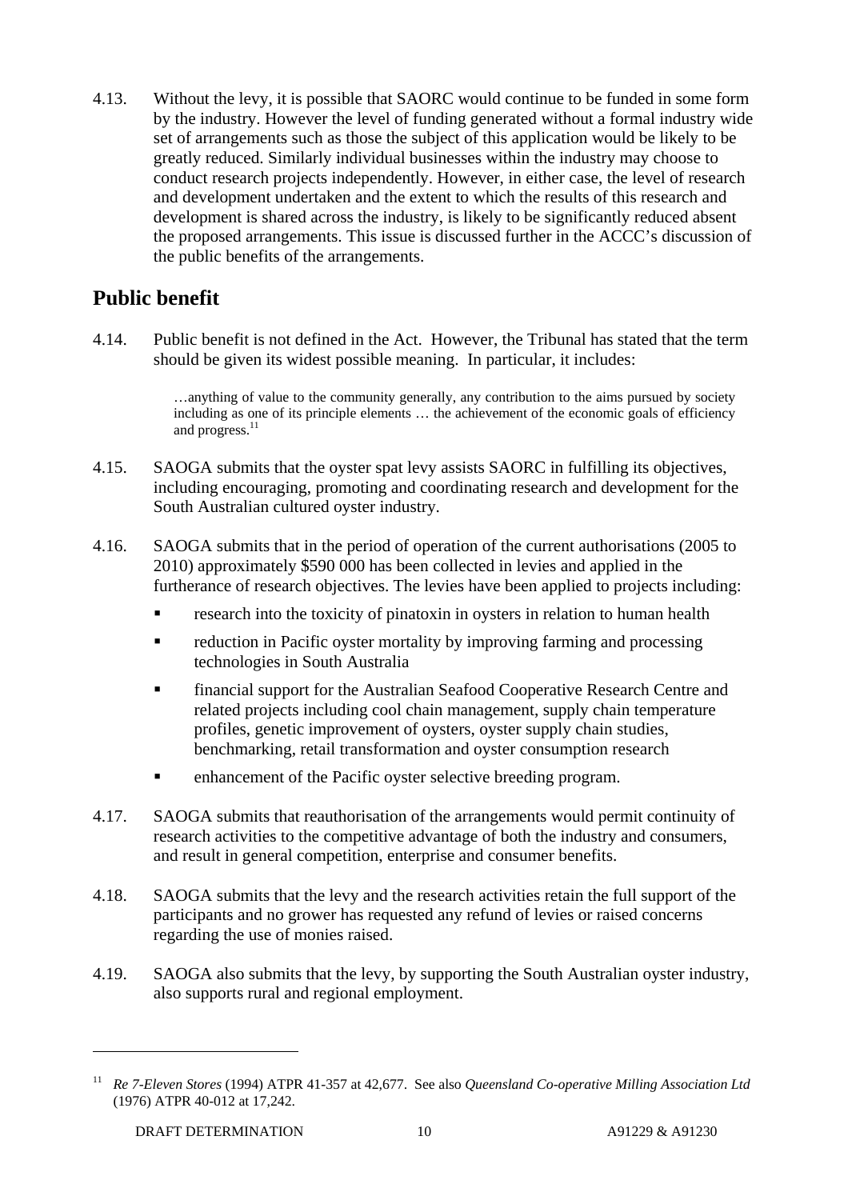4.13. Without the levy, it is possible that SAORC would continue to be funded in some form by the industry. However the level of funding generated without a formal industry wide set of arrangements such as those the subject of this application would be likely to be greatly reduced. Similarly individual businesses within the industry may choose to conduct research projects independently. However, in either case, the level of research and development undertaken and the extent to which the results of this research and development is shared across the industry, is likely to be significantly reduced absent the proposed arrangements. This issue is discussed further in the ACCC's discussion of the public benefits of the arrangements.

## Public benefit

4.14. Public benefit is not defined in the Act. However, the Tribunal has stated that the term should be given its widest possible meaning. In particular, it includes:

> …anything of value to the community generally, any contribution to the aims pursued by society including as one of its principle elements … the achievement of the economic goals of efficiency and progress.[11]

4.15. SAOGA submits that the oyster spat levy assists SAORC in fulfilling its objectives, including encouraging, promoting and coordinating research and development for the South Australian cultured oyster industry.

4.16. SAOGA submits that in the period of operation of the current authorisations (2005 to 2010) approximately $590 000 has been collected in levies and applied in the furtherance of research objectives. The levies have been applied to projects including:

- research into the toxicity of pinatoxin in oysters in relation to human health
- reduction in Pacific oyster mortality by improving farming and processing technologies in South Australia
- financial support for the Australian Seafood Cooperative Research Centre and related projects including cool chain management, supply chain temperature profiles, genetic improvement of oysters, oyster supply chain studies, benchmarking, retail transformation and oyster consumption research
- enhancement of the Pacific oyster selective breeding program.

4.17. SAOGA submits that reauthorisation of the arrangements would permit continuity of research activities to the competitive advantage of both the industry and consumers, and result in general competition, enterprise and consumer benefits.

4.18. SAOGA submits that the levy and the research activities retain the full support of the participants and no grower has requested any refund of levies or raised concerns regarding the use of monies raised.

4.19. SAOGA also submits that the levy, by supporting the South Australian oyster industry, also supports rural and regional employment.

---

[11] *Re 7-Eleven Stores* (1994) ATPR 41-357 at 42,677. See also *Queensland Co-operative Milling Association Ltd* (1976) ATPR 40-012 at 17,242.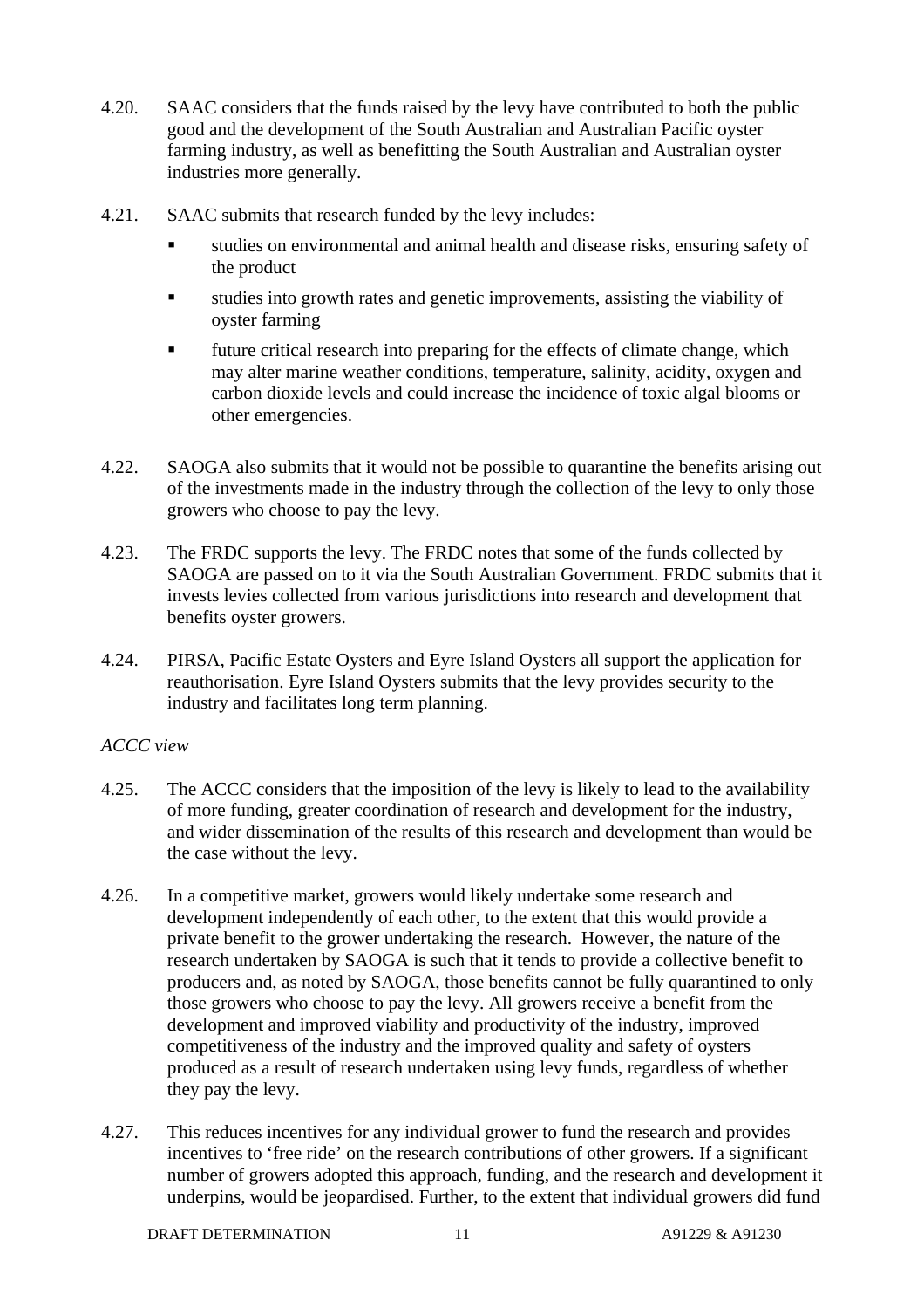4.20. SAAC considers that the funds raised by the levy have contributed to both the public good and the development of the South Australian and Australian Pacific oyster farming industry, as well as benefitting the South Australian and Australian oyster industries more generally.

4.21. SAAC submits that research funded by the levy includes:

- studies on environmental and animal health and disease risks, ensuring safety of the product
- studies into growth rates and genetic improvements, assisting the viability of oyster farming
- future critical research into preparing for the effects of climate change, which may alter marine weather conditions, temperature, salinity, acidity, oxygen and carbon dioxide levels and could increase the incidence of toxic algal blooms or other emergencies.

4.22. SAOGA also submits that it would not be possible to quarantine the benefits arising out of the investments made in the industry through the collection of the levy to only those growers who choose to pay the levy.

4.23. The FRDC supports the levy. The FRDC notes that some of the funds collected by SAOGA are passed on to it via the South Australian Government. FRDC submits that it invests levies collected from various jurisdictions into research and development that benefits oyster growers.

4.24. PIRSA, Pacific Estate Oysters and Eyre Island Oysters all support the application for reauthorisation. Eyre Island Oysters submits that the levy provides security to the industry and facilitates long term planning.

*ACCC view*

4.25. The ACCC considers that the imposition of the levy is likely to lead to the availability of more funding, greater coordination of research and development for the industry, and wider dissemination of the results of this research and development than would be the case without the levy.

4.26. In a competitive market, growers would likely undertake some research and development independently of each other, to the extent that this would provide a private benefit to the grower undertaking the research. However, the nature of the research undertaken by SAOGA is such that it tends to provide a collective benefit to producers and, as noted by SAOGA, those benefits cannot be fully quarantined to only those growers who choose to pay the levy. All growers receive a benefit from the development and improved viability and productivity of the industry, improved competitiveness of the industry and the improved quality and safety of oysters produced as a result of research undertaken using levy funds, regardless of whether they pay the levy.

4.27. This reduces incentives for any individual grower to fund the research and provides incentives to 'free ride' on the research contributions of other growers. If a significant number of growers adopted this approach, funding, and the research and development it underpins, would be jeopardised. Further, to the extent that individual growers did fund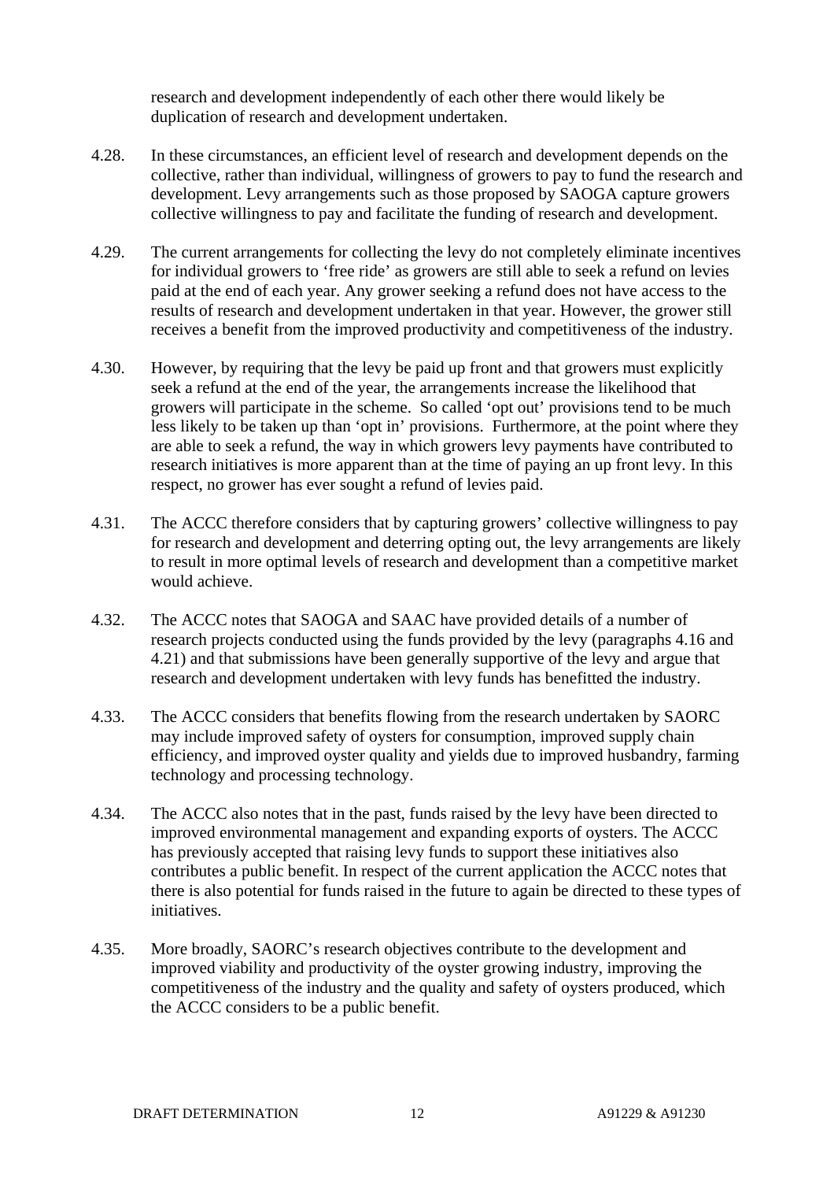research and development independently of each other there would likely be duplication of research and development undertaken.

4.28. In these circumstances, an efficient level of research and development depends on the collective, rather than individual, willingness of growers to pay to fund the research and development. Levy arrangements such as those proposed by SAOGA capture growers collective willingness to pay and facilitate the funding of research and development.

4.29. The current arrangements for collecting the levy do not completely eliminate incentives for individual growers to 'free ride' as growers are still able to seek a refund on levies paid at the end of each year. Any grower seeking a refund does not have access to the results of research and development undertaken in that year. However, the grower still receives a benefit from the improved productivity and competitiveness of the industry.

4.30. However, by requiring that the levy be paid up front and that growers must explicitly seek a refund at the end of the year, the arrangements increase the likelihood that growers will participate in the scheme. So called 'opt out' provisions tend to be much less likely to be taken up than 'opt in' provisions. Furthermore, at the point where they are able to seek a refund, the way in which growers levy payments have contributed to research initiatives is more apparent than at the time of paying an up front levy. In this respect, no grower has ever sought a refund of levies paid.

4.31. The ACCC therefore considers that by capturing growers' collective willingness to pay for research and development and deterring opting out, the levy arrangements are likely to result in more optimal levels of research and development than a competitive market would achieve.

4.32. The ACCC notes that SAOGA and SAAC have provided details of a number of research projects conducted using the funds provided by the levy (paragraphs 4.16 and 4.21) and that submissions have been generally supportive of the levy and argue that research and development undertaken with levy funds has benefitted the industry.

4.33. The ACCC considers that benefits flowing from the research undertaken by SAORC may include improved safety of oysters for consumption, improved supply chain efficiency, and improved oyster quality and yields due to improved husbandry, farming technology and processing technology.

4.34. The ACCC also notes that in the past, funds raised by the levy have been directed to improved environmental management and expanding exports of oysters. The ACCC has previously accepted that raising levy funds to support these initiatives also contributes a public benefit. In respect of the current application the ACCC notes that there is also potential for funds raised in the future to again be directed to these types of initiatives.

4.35. More broadly, SAORC's research objectives contribute to the development and improved viability and productivity of the oyster growing industry, improving the competitiveness of the industry and the quality and safety of oysters produced, which the ACCC considers to be a public benefit.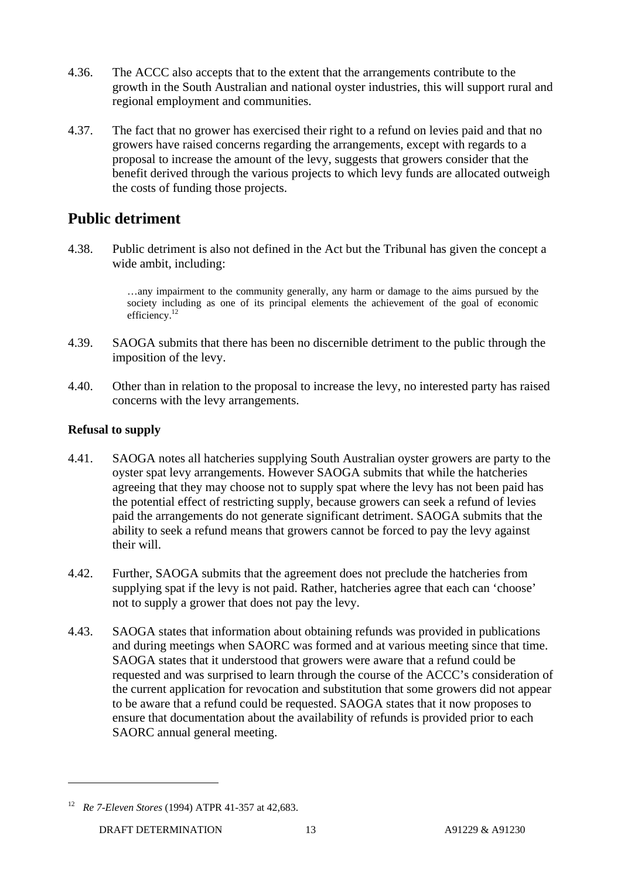4.36. The ACCC also accepts that to the extent that the arrangements contribute to the growth in the South Australian and national oyster industries, this will support rural and regional employment and communities.

4.37. The fact that no grower has exercised their right to a refund on levies paid and that no growers have raised concerns regarding the arrangements, except with regards to a proposal to increase the amount of the levy, suggests that growers consider that the benefit derived through the various projects to which levy funds are allocated outweigh the costs of funding those projects.

## Public detriment

4.38. Public detriment is also not defined in the Act but the Tribunal has given the concept a wide ambit, including:

> …any impairment to the community generally, any harm or damage to the aims pursued by the society including as one of its principal elements the achievement of the goal of economic efficiency.[12]

4.39. SAOGA submits that there has been no discernible detriment to the public through the imposition of the levy.

4.40. Other than in relation to the proposal to increase the levy, no interested party has raised concerns with the levy arrangements.

### Refusal to supply

4.41. SAOGA notes all hatcheries supplying South Australian oyster growers are party to the oyster spat levy arrangements. However SAOGA submits that while the hatcheries agreeing that they may choose not to supply spat where the levy has not been paid has the potential effect of restricting supply, because growers can seek a refund of levies paid the arrangements do not generate significant detriment. SAOGA submits that the ability to seek a refund means that growers cannot be forced to pay the levy against their will.

4.42. Further, SAOGA submits that the agreement does not preclude the hatcheries from supplying spat if the levy is not paid. Rather, hatcheries agree that each can 'choose' not to supply a grower that does not pay the levy.

4.43. SAOGA states that information about obtaining refunds was provided in publications and during meetings when SAORC was formed and at various meeting since that time. SAOGA states that it understood that growers were aware that a refund could be requested and was surprised to learn through the course of the ACCC's consideration of the current application for revocation and substitution that some growers did not appear to be aware that a refund could be requested. SAOGA states that it now proposes to ensure that documentation about the availability of refunds is provided prior to each SAORC annual general meeting.

---

[12] *Re 7-Eleven Stores* (1994) ATPR 41-357 at 42,683.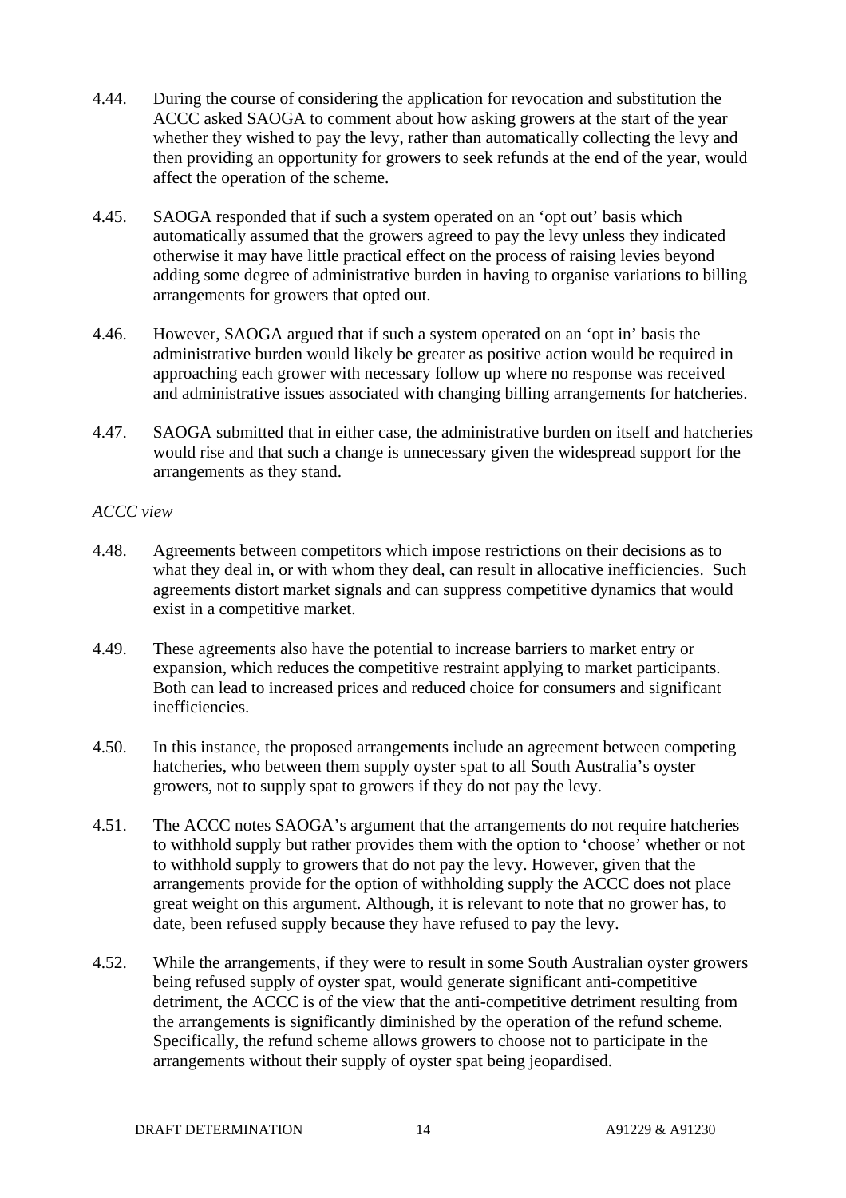4.44. During the course of considering the application for revocation and substitution the ACCC asked SAOGA to comment about how asking growers at the start of the year whether they wished to pay the levy, rather than automatically collecting the levy and then providing an opportunity for growers to seek refunds at the end of the year, would affect the operation of the scheme.

4.45. SAOGA responded that if such a system operated on an 'opt out' basis which automatically assumed that the growers agreed to pay the levy unless they indicated otherwise it may have little practical effect on the process of raising levies beyond adding some degree of administrative burden in having to organise variations to billing arrangements for growers that opted out.

4.46. However, SAOGA argued that if such a system operated on an 'opt in' basis the administrative burden would likely be greater as positive action would be required in approaching each grower with necessary follow up where no response was received and administrative issues associated with changing billing arrangements for hatcheries.

4.47. SAOGA submitted that in either case, the administrative burden on itself and hatcheries would rise and that such a change is unnecessary given the widespread support for the arrangements as they stand.

*ACCC view*

4.48. Agreements between competitors which impose restrictions on their decisions as to what they deal in, or with whom they deal, can result in allocative inefficiencies. Such agreements distort market signals and can suppress competitive dynamics that would exist in a competitive market.

4.49. These agreements also have the potential to increase barriers to market entry or expansion, which reduces the competitive restraint applying to market participants. Both can lead to increased prices and reduced choice for consumers and significant inefficiencies.

4.50. In this instance, the proposed arrangements include an agreement between competing hatcheries, who between them supply oyster spat to all South Australia's oyster growers, not to supply spat to growers if they do not pay the levy.

4.51. The ACCC notes SAOGA's argument that the arrangements do not require hatcheries to withhold supply but rather provides them with the option to 'choose' whether or not to withhold supply to growers that do not pay the levy. However, given that the arrangements provide for the option of withholding supply the ACCC does not place great weight on this argument. Although, it is relevant to note that no grower has, to date, been refused supply because they have refused to pay the levy.

4.52. While the arrangements, if they were to result in some South Australian oyster growers being refused supply of oyster spat, would generate significant anti-competitive detriment, the ACCC is of the view that the anti-competitive detriment resulting from the arrangements is significantly diminished by the operation of the refund scheme. Specifically, the refund scheme allows growers to choose not to participate in the arrangements without their supply of oyster spat being jeopardised.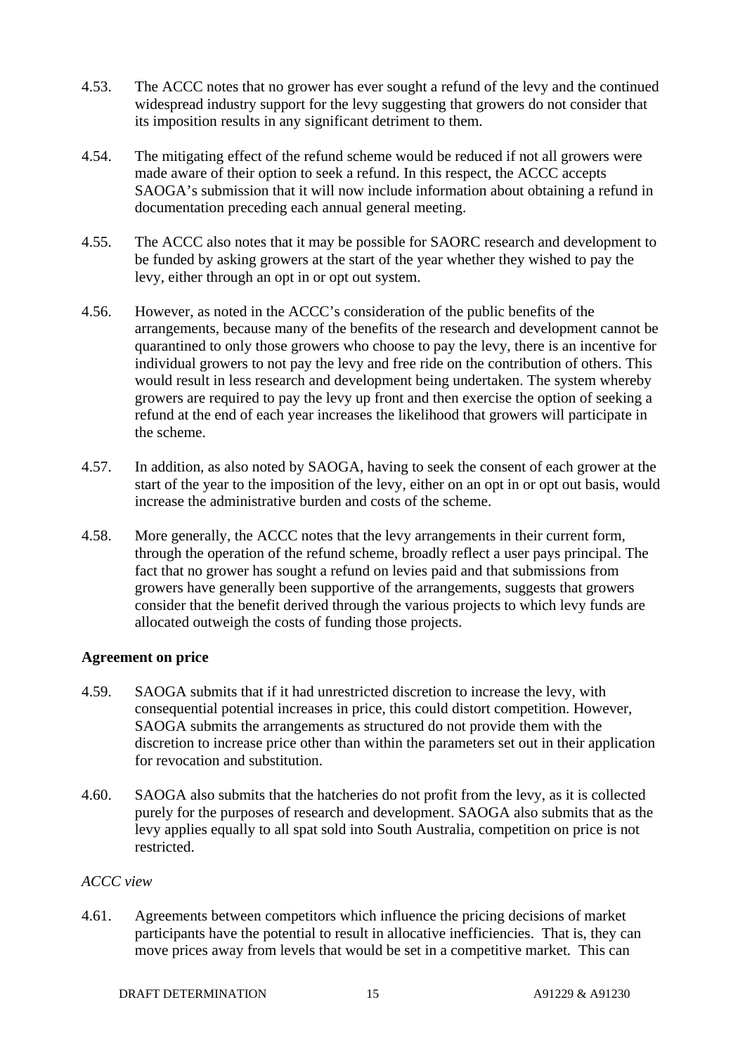4.53. The ACCC notes that no grower has ever sought a refund of the levy and the continued widespread industry support for the levy suggesting that growers do not consider that its imposition results in any significant detriment to them.

4.54. The mitigating effect of the refund scheme would be reduced if not all growers were made aware of their option to seek a refund. In this respect, the ACCC accepts SAOGA's submission that it will now include information about obtaining a refund in documentation preceding each annual general meeting.

4.55. The ACCC also notes that it may be possible for SAORC research and development to be funded by asking growers at the start of the year whether they wished to pay the levy, either through an opt in or opt out system.

4.56. However, as noted in the ACCC's consideration of the public benefits of the arrangements, because many of the benefits of the research and development cannot be quarantined to only those growers who choose to pay the levy, there is an incentive for individual growers to not pay the levy and free ride on the contribution of others. This would result in less research and development being undertaken. The system whereby growers are required to pay the levy up front and then exercise the option of seeking a refund at the end of each year increases the likelihood that growers will participate in the scheme.

4.57. In addition, as also noted by SAOGA, having to seek the consent of each grower at the start of the year to the imposition of the levy, either on an opt in or opt out basis, would increase the administrative burden and costs of the scheme.

4.58. More generally, the ACCC notes that the levy arrangements in their current form, through the operation of the refund scheme, broadly reflect a user pays principal. The fact that no grower has sought a refund on levies paid and that submissions from growers have generally been supportive of the arrangements, suggests that growers consider that the benefit derived through the various projects to which levy funds are allocated outweigh the costs of funding those projects.

**Agreement on price**

4.59. SAOGA submits that if it had unrestricted discretion to increase the levy, with consequential potential increases in price, this could distort competition. However, SAOGA submits the arrangements as structured do not provide them with the discretion to increase price other than within the parameters set out in their application for revocation and substitution.

4.60. SAOGA also submits that the hatcheries do not profit from the levy, as it is collected purely for the purposes of research and development. SAOGA also submits that as the levy applies equally to all spat sold into South Australia, competition on price is not restricted.

*ACCC view*

4.61. Agreements between competitors which influence the pricing decisions of market participants have the potential to result in allocative inefficiencies. That is, they can move prices away from levels that would be set in a competitive market. This can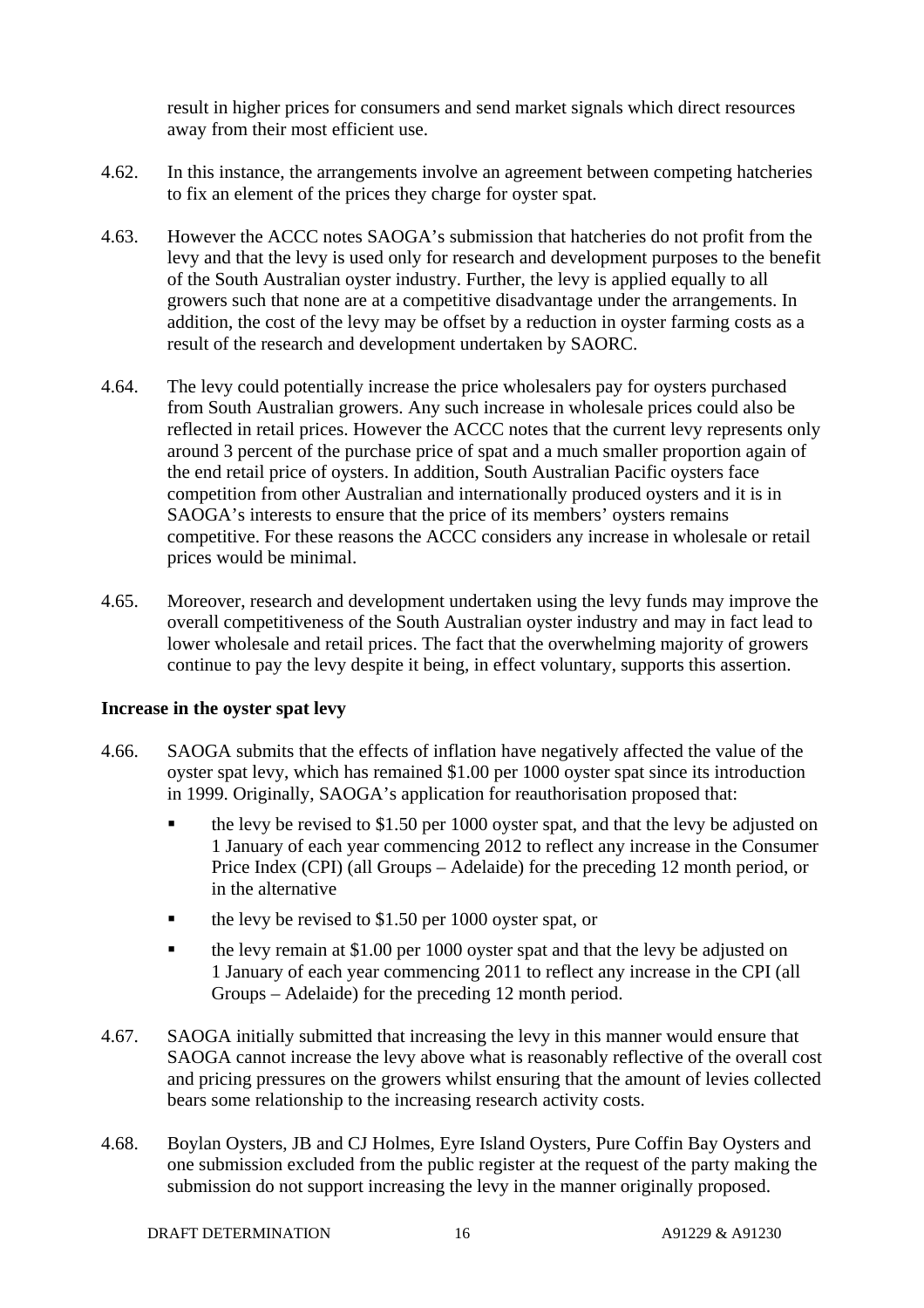result in higher prices for consumers and send market signals which direct resources away from their most efficient use.

4.62. In this instance, the arrangements involve an agreement between competing hatcheries to fix an element of the prices they charge for oyster spat.

4.63. However the ACCC notes SAOGA's submission that hatcheries do not profit from the levy and that the levy is used only for research and development purposes to the benefit of the South Australian oyster industry. Further, the levy is applied equally to all growers such that none are at a competitive disadvantage under the arrangements. In addition, the cost of the levy may be offset by a reduction in oyster farming costs as a result of the research and development undertaken by SAORC.

4.64. The levy could potentially increase the price wholesalers pay for oysters purchased from South Australian growers. Any such increase in wholesale prices could also be reflected in retail prices. However the ACCC notes that the current levy represents only around 3 percent of the purchase price of spat and a much smaller proportion again of the end retail price of oysters. In addition, South Australian Pacific oysters face competition from other Australian and internationally produced oysters and it is in SAOGA's interests to ensure that the price of its members' oysters remains competitive. For these reasons the ACCC considers any increase in wholesale or retail prices would be minimal.

4.65. Moreover, research and development undertaken using the levy funds may improve the overall competitiveness of the South Australian oyster industry and may in fact lead to lower wholesale and retail prices. The fact that the overwhelming majority of growers continue to pay the levy despite it being, in effect voluntary, supports this assertion.

**Increase in the oyster spat levy**

4.66. SAOGA submits that the effects of inflation have negatively affected the value of the oyster spat levy, which has remained $1.00 per 1000 oyster spat since its introduction in 1999. Originally, SAOGA's application for reauthorisation proposed that:

- the levy be revised to $1.50 per 1000 oyster spat, and that the levy be adjusted on 1 January of each year commencing 2012 to reflect any increase in the Consumer Price Index (CPI) (all Groups – Adelaide) for the preceding 12 month period, or in the alternative
- the levy be revised to $1.50 per 1000 oyster spat, or
- the levy remain at $1.00 per 1000 oyster spat and that the levy be adjusted on 1 January of each year commencing 2011 to reflect any increase in the CPI (all Groups – Adelaide) for the preceding 12 month period.

4.67. SAOGA initially submitted that increasing the levy in this manner would ensure that SAOGA cannot increase the levy above what is reasonably reflective of the overall cost and pricing pressures on the growers whilst ensuring that the amount of levies collected bears some relationship to the increasing research activity costs.

4.68. Boylan Oysters, JB and CJ Holmes, Eyre Island Oysters, Pure Coffin Bay Oysters and one submission excluded from the public register at the request of the party making the submission do not support increasing the levy in the manner originally proposed.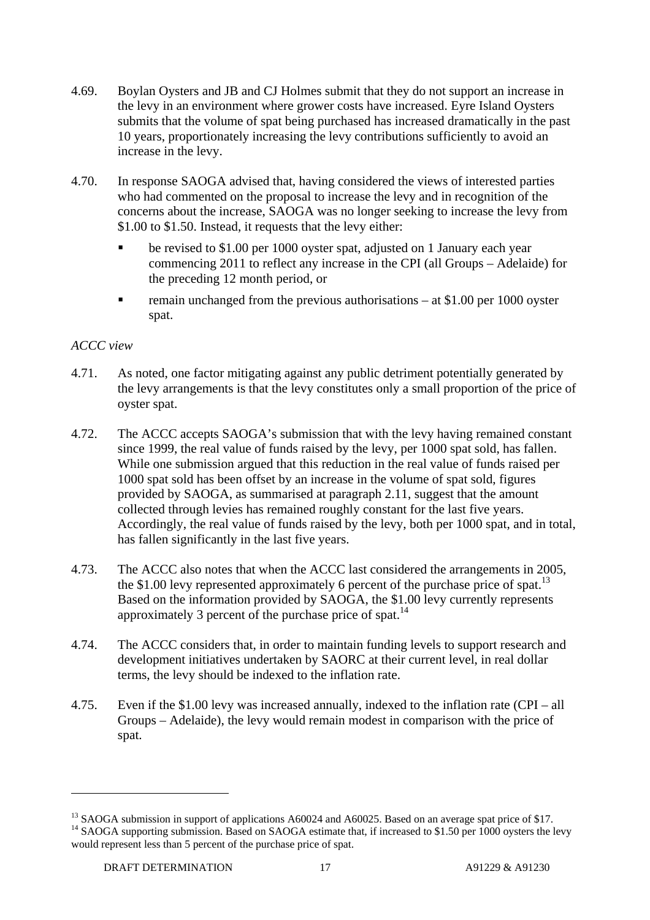4.69. Boylan Oysters and JB and CJ Holmes submit that they do not support an increase in the levy in an environment where grower costs have increased. Eyre Island Oysters submits that the volume of spat being purchased has increased dramatically in the past 10 years, proportionately increasing the levy contributions sufficiently to avoid an increase in the levy.

4.70. In response SAOGA advised that, having considered the views of interested parties who had commented on the proposal to increase the levy and in recognition of the concerns about the increase, SAOGA was no longer seeking to increase the levy from $1.00 to $1.50. Instead, it requests that the levy either:

- be revised to $1.00 per 1000 oyster spat, adjusted on 1 January each year commencing 2011 to reflect any increase in the CPI (all Groups – Adelaide) for the preceding 12 month period, or
- remain unchanged from the previous authorisations – at $1.00 per 1000 oyster spat.

*ACCC view*

4.71. As noted, one factor mitigating against any public detriment potentially generated by the levy arrangements is that the levy constitutes only a small proportion of the price of oyster spat.

4.72. The ACCC accepts SAOGA's submission that with the levy having remained constant since 1999, the real value of funds raised by the levy, per 1000 spat sold, has fallen. While one submission argued that this reduction in the real value of funds raised per 1000 spat sold has been offset by an increase in the volume of spat sold, figures provided by SAOGA, as summarised at paragraph 2.11, suggest that the amount collected through levies has remained roughly constant for the last five years. Accordingly, the real value of funds raised by the levy, both per 1000 spat, and in total, has fallen significantly in the last five years.

4.73. The ACCC also notes that when the ACCC last considered the arrangements in 2005, the $1.00 levy represented approximately 6 percent of the purchase price of spat.[13] Based on the information provided by SAOGA, the $1.00 levy currently represents approximately 3 percent of the purchase price of spat.[14]

4.74. The ACCC considers that, in order to maintain funding levels to support research and development initiatives undertaken by SAORC at their current level, in real dollar terms, the levy should be indexed to the inflation rate.

4.75. Even if the $1.00 levy was increased annually, indexed to the inflation rate (CPI – all Groups – Adelaide), the levy would remain modest in comparison with the price of spat.

---

[13] SAOGA submission in support of applications A60024 and A60025. Based on an average spat price of $17.

[14] SAOGA supporting submission. Based on SAOGA estimate that, if increased to $1.50 per 1000 oysters the levy would represent less than 5 percent of the purchase price of spat.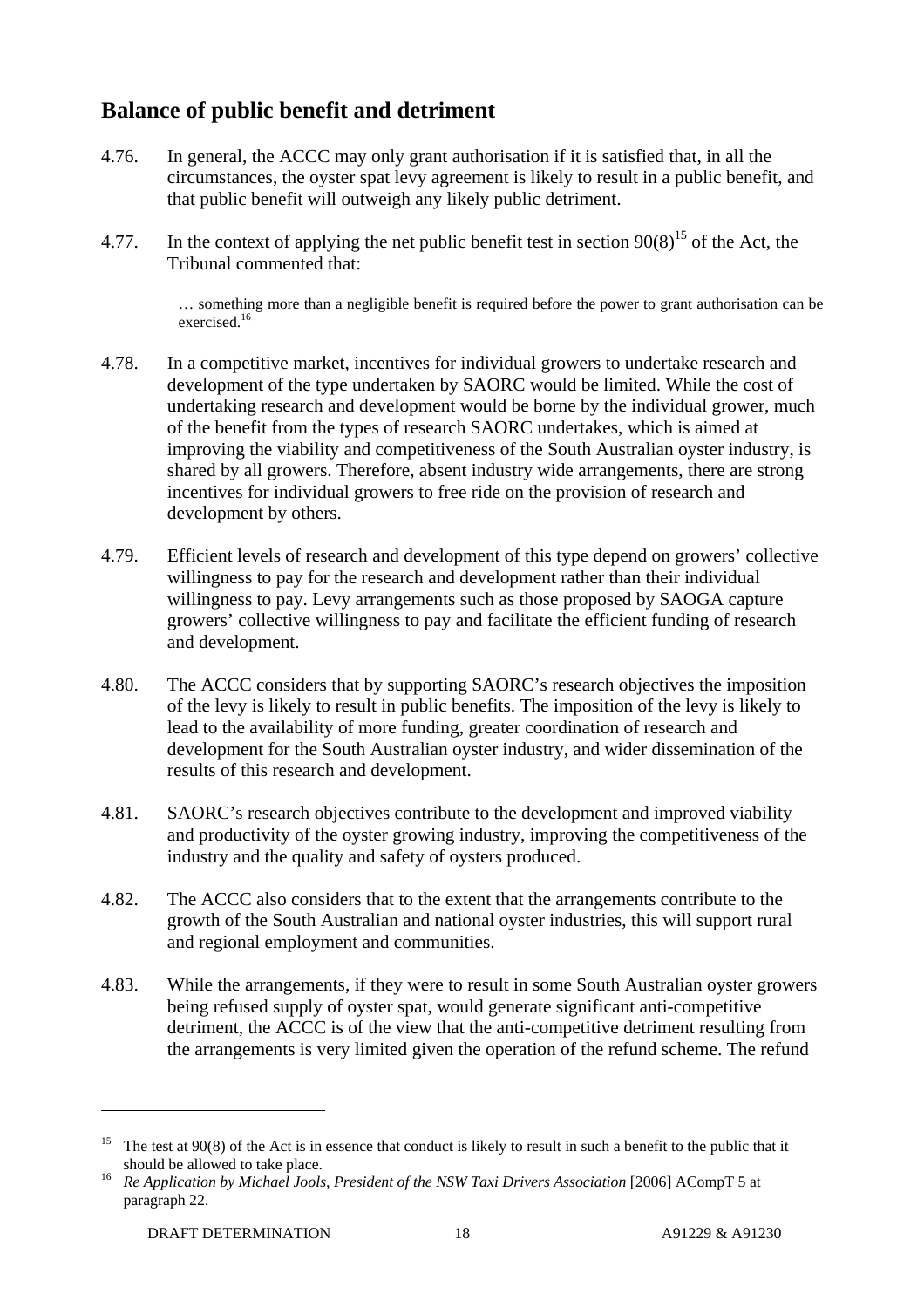## Balance of public benefit and detriment

4.76. In general, the ACCC may only grant authorisation if it is satisfied that, in all the circumstances, the oyster spat levy agreement is likely to result in a public benefit, and that public benefit will outweigh any likely public detriment.

4.77. In the context of applying the net public benefit test in section 90(8)[15] of the Act, the Tribunal commented that:

> … something more than a negligible benefit is required before the power to grant authorisation can be exercised.[16]

4.78. In a competitive market, incentives for individual growers to undertake research and development of the type undertaken by SAORC would be limited. While the cost of undertaking research and development would be borne by the individual grower, much of the benefit from the types of research SAORC undertakes, which is aimed at improving the viability and competitiveness of the South Australian oyster industry, is shared by all growers. Therefore, absent industry wide arrangements, there are strong incentives for individual growers to free ride on the provision of research and development by others.

4.79. Efficient levels of research and development of this type depend on growers' collective willingness to pay for the research and development rather than their individual willingness to pay. Levy arrangements such as those proposed by SAOGA capture growers' collective willingness to pay and facilitate the efficient funding of research and development.

4.80. The ACCC considers that by supporting SAORC's research objectives the imposition of the levy is likely to result in public benefits. The imposition of the levy is likely to lead to the availability of more funding, greater coordination of research and development for the South Australian oyster industry, and wider dissemination of the results of this research and development.

4.81. SAORC's research objectives contribute to the development and improved viability and productivity of the oyster growing industry, improving the competitiveness of the industry and the quality and safety of oysters produced.

4.82. The ACCC also considers that to the extent that the arrangements contribute to the growth of the South Australian and national oyster industries, this will support rural and regional employment and communities.

4.83. While the arrangements, if they were to result in some South Australian oyster growers being refused supply of oyster spat, would generate significant anti-competitive detriment, the ACCC is of the view that the anti-competitive detriment resulting from the arrangements is very limited given the operation of the refund scheme. The refund

---

[15] The test at 90(8) of the Act is in essence that conduct is likely to result in such a benefit to the public that it should be allowed to take place.

[16] *Re Application by Michael Jools, President of the NSW Taxi Drivers Association* [2006] ACompT 5 at paragraph 22.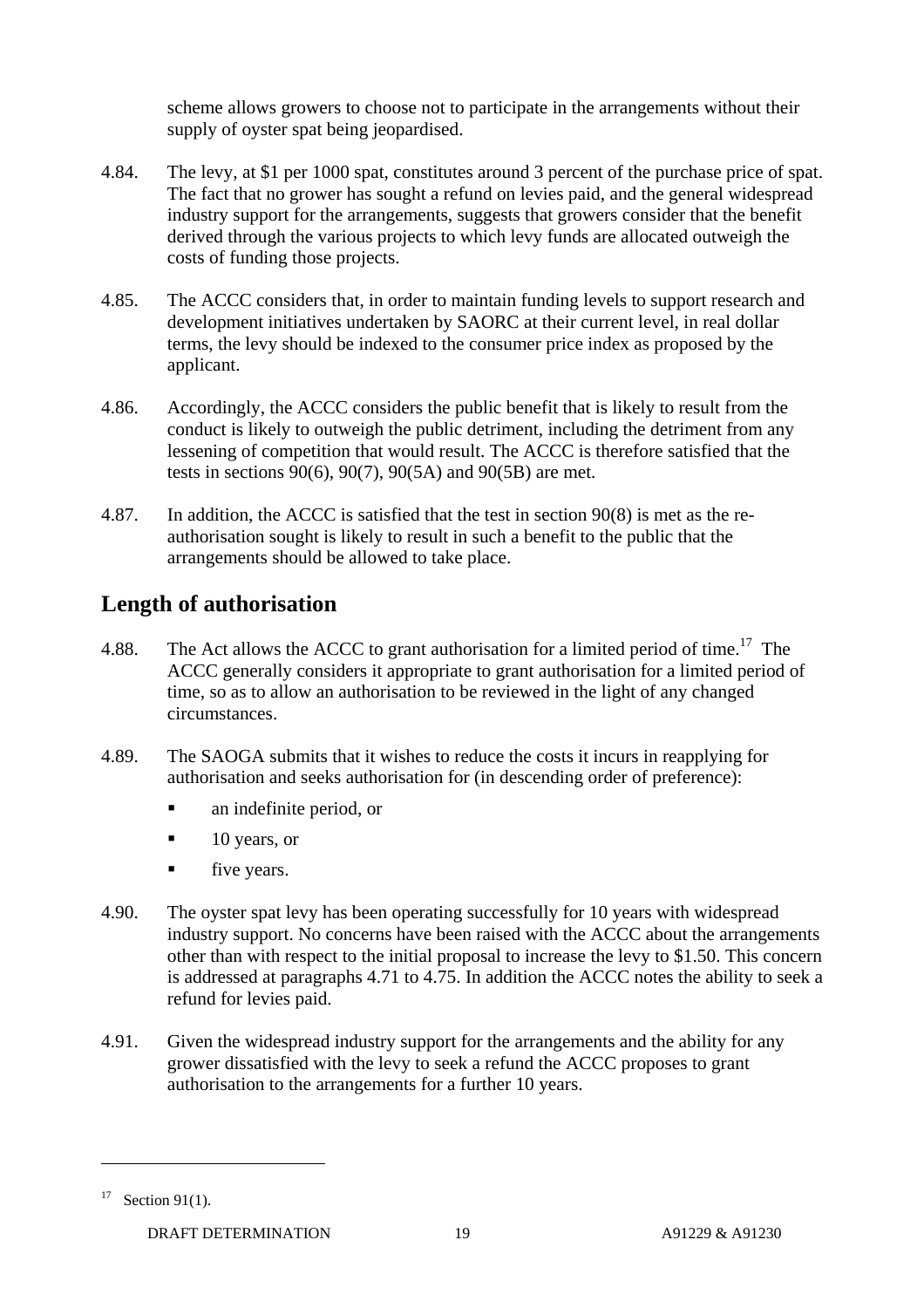scheme allows growers to choose not to participate in the arrangements without their supply of oyster spat being jeopardised.

4.84. The levy, at $1 per 1000 spat, constitutes around 3 percent of the purchase price of spat. The fact that no grower has sought a refund on levies paid, and the general widespread industry support for the arrangements, suggests that growers consider that the benefit derived through the various projects to which levy funds are allocated outweigh the costs of funding those projects.

4.85. The ACCC considers that, in order to maintain funding levels to support research and development initiatives undertaken by SAORC at their current level, in real dollar terms, the levy should be indexed to the consumer price index as proposed by the applicant.

4.86. Accordingly, the ACCC considers the public benefit that is likely to result from the conduct is likely to outweigh the public detriment, including the detriment from any lessening of competition that would result. The ACCC is therefore satisfied that the tests in sections 90(6), 90(7), 90(5A) and 90(5B) are met.

4.87. In addition, the ACCC is satisfied that the test in section 90(8) is met as the re-authorisation sought is likely to result in such a benefit to the public that the arrangements should be allowed to take place.

## Length of authorisation

4.88. The Act allows the ACCC to grant authorisation for a limited period of time.[17] The ACCC generally considers it appropriate to grant authorisation for a limited period of time, so as to allow an authorisation to be reviewed in the light of any changed circumstances.

4.89. The SAOGA submits that it wishes to reduce the costs it incurs in reapplying for authorisation and seeks authorisation for (in descending order of preference):

- an indefinite period, or
- 10 years, or
- five years.

4.90. The oyster spat levy has been operating successfully for 10 years with widespread industry support. No concerns have been raised with the ACCC about the arrangements other than with respect to the initial proposal to increase the levy to $1.50. This concern is addressed at paragraphs 4.71 to 4.75. In addition the ACCC notes the ability to seek a refund for levies paid.

4.91. Given the widespread industry support for the arrangements and the ability for any grower dissatisfied with the levy to seek a refund the ACCC proposes to grant authorisation to the arrangements for a further 10 years.

---

[17] Section 91(1).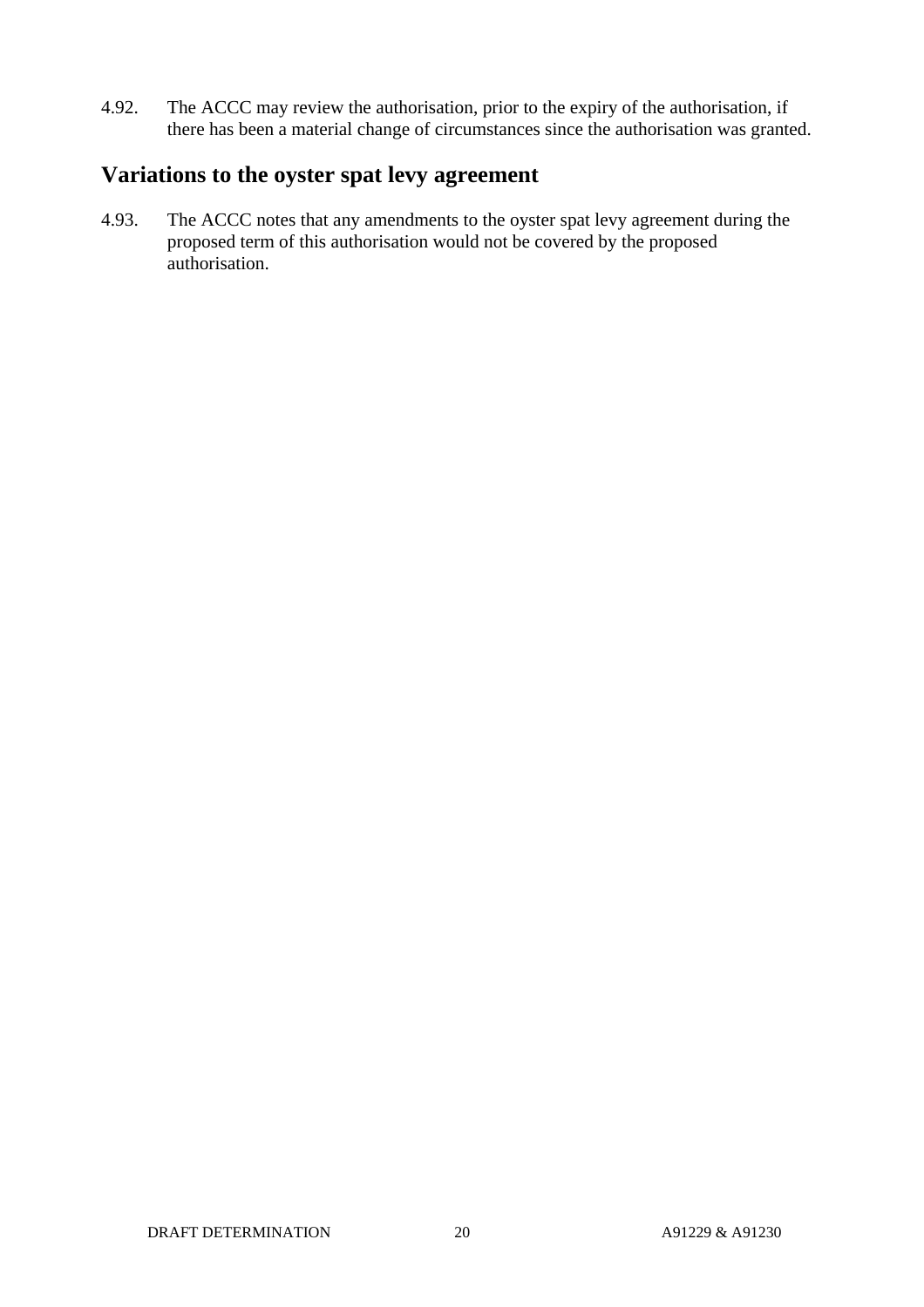4.92. The ACCC may review the authorisation, prior to the expiry of the authorisation, if there has been a material change of circumstances since the authorisation was granted.

## Variations to the oyster spat levy agreement

4.93. The ACCC notes that any amendments to the oyster spat levy agreement during the proposed term of this authorisation would not be covered by the proposed authorisation.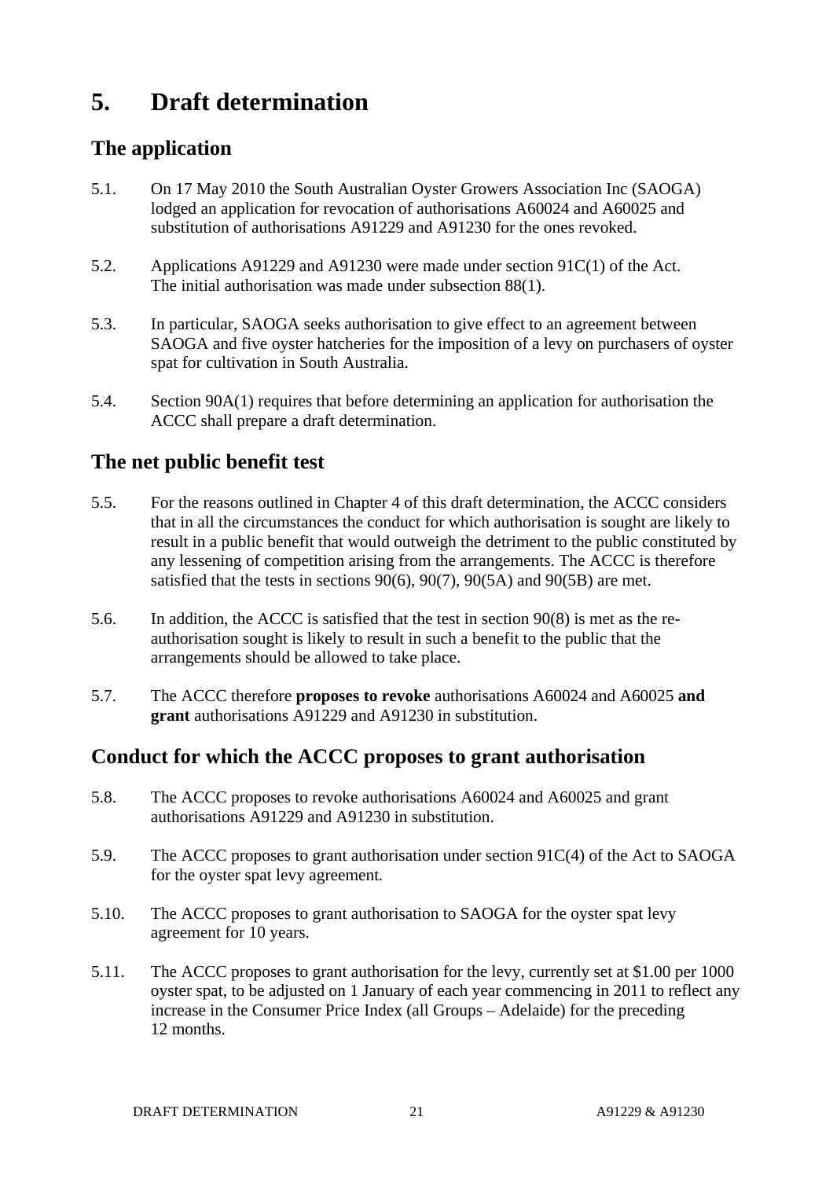# 5. Draft determination

## The application

5.1. On 17 May 2010 the South Australian Oyster Growers Association Inc (SAOGA) lodged an application for revocation of authorisations A60024 and A60025 and substitution of authorisations A91229 and A91230 for the ones revoked.

5.2. Applications A91229 and A91230 were made under section 91C(1) of the Act. The initial authorisation was made under subsection 88(1).

5.3. In particular, SAOGA seeks authorisation to give effect to an agreement between SAOGA and five oyster hatcheries for the imposition of a levy on purchasers of oyster spat for cultivation in South Australia.

5.4. Section 90A(1) requires that before determining an application for authorisation the ACCC shall prepare a draft determination.

## The net public benefit test

5.5. For the reasons outlined in Chapter 4 of this draft determination, the ACCC considers that in all the circumstances the conduct for which authorisation is sought are likely to result in a public benefit that would outweigh the detriment to the public constituted by any lessening of competition arising from the arrangements. The ACCC is therefore satisfied that the tests in sections 90(6), 90(7), 90(5A) and 90(5B) are met.

5.6. In addition, the ACCC is satisfied that the test in section 90(8) is met as the re-authorisation sought is likely to result in such a benefit to the public that the arrangements should be allowed to take place.

5.7. The ACCC therefore **proposes to revoke** authorisations A60024 and A60025 **and grant** authorisations A91229 and A91230 in substitution.

## Conduct for which the ACCC proposes to grant authorisation

5.8. The ACCC proposes to revoke authorisations A60024 and A60025 and grant authorisations A91229 and A91230 in substitution.

5.9. The ACCC proposes to grant authorisation under section 91C(4) of the Act to SAOGA for the oyster spat levy agreement.

5.10. The ACCC proposes to grant authorisation to SAOGA for the oyster spat levy agreement for 10 years.

5.11. The ACCC proposes to grant authorisation for the levy, currently set at $1.00 per 1000 oyster spat, to be adjusted on 1 January of each year commencing in 2011 to reflect any increase in the Consumer Price Index (all Groups – Adelaide) for the preceding 12 months.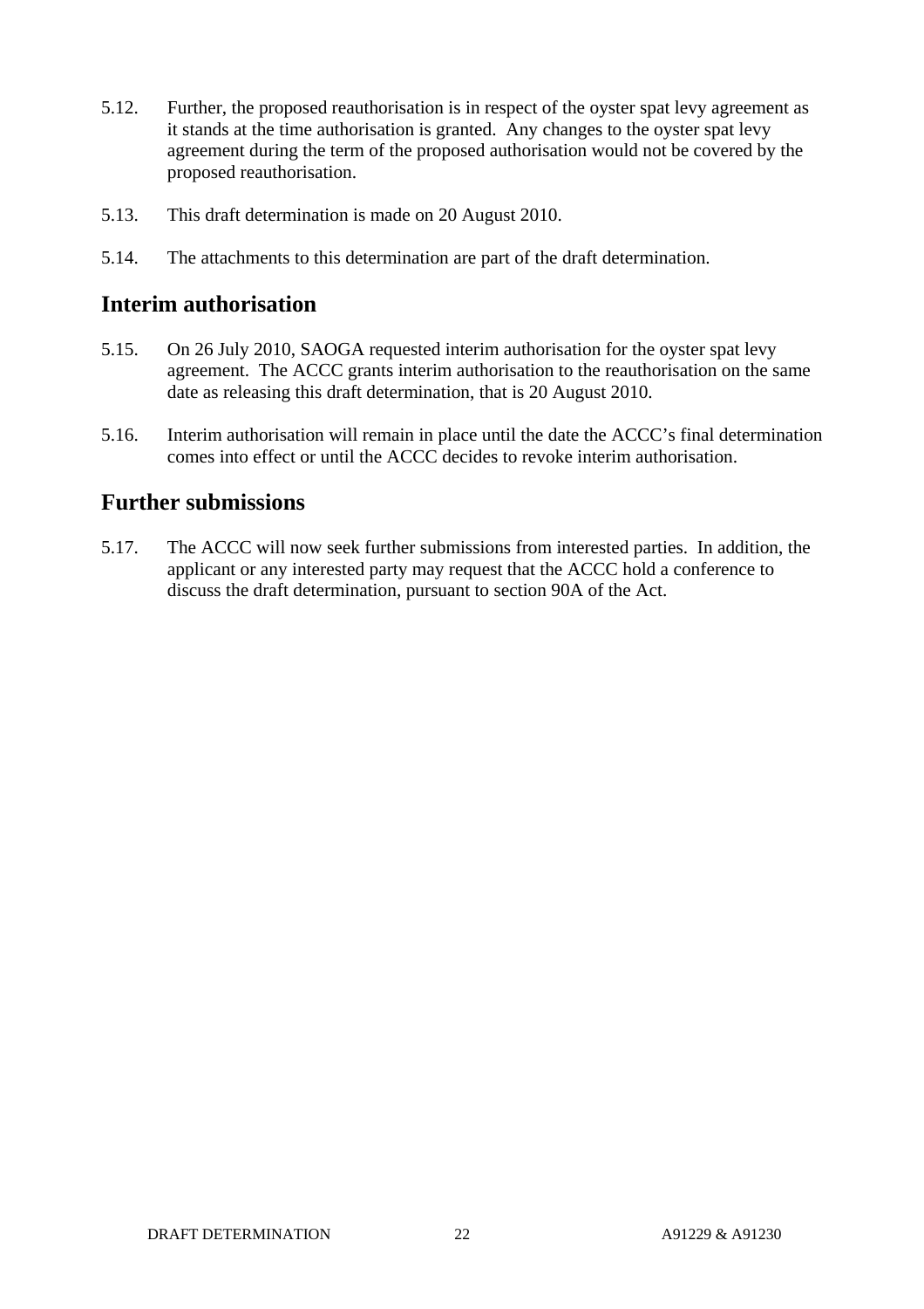5.12. Further, the proposed reauthorisation is in respect of the oyster spat levy agreement as it stands at the time authorisation is granted. Any changes to the oyster spat levy agreement during the term of the proposed authorisation would not be covered by the proposed reauthorisation.

5.13. This draft determination is made on 20 August 2010.

5.14. The attachments to this determination are part of the draft determination.

## Interim authorisation

5.15. On 26 July 2010, SAOGA requested interim authorisation for the oyster spat levy agreement. The ACCC grants interim authorisation to the reauthorisation on the same date as releasing this draft determination, that is 20 August 2010.

5.16. Interim authorisation will remain in place until the date the ACCC's final determination comes into effect or until the ACCC decides to revoke interim authorisation.

## Further submissions

5.17. The ACCC will now seek further submissions from interested parties. In addition, the applicant or any interested party may request that the ACCC hold a conference to discuss the draft determination, pursuant to section 90A of the Act.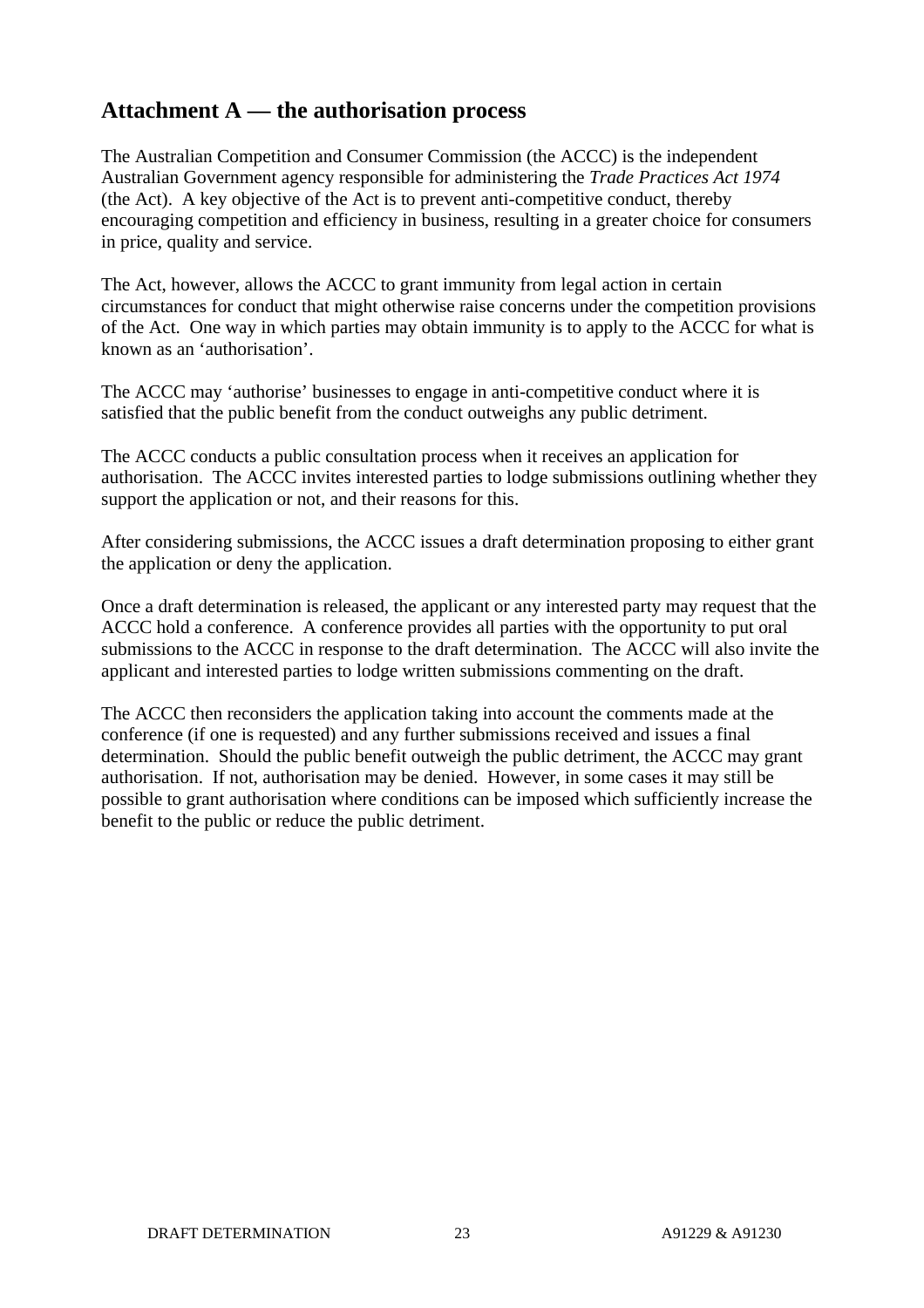## Attachment A — the authorisation process

The Australian Competition and Consumer Commission (the ACCC) is the independent Australian Government agency responsible for administering the *Trade Practices Act 1974* (the Act). A key objective of the Act is to prevent anti-competitive conduct, thereby encouraging competition and efficiency in business, resulting in a greater choice for consumers in price, quality and service.

The Act, however, allows the ACCC to grant immunity from legal action in certain circumstances for conduct that might otherwise raise concerns under the competition provisions of the Act. One way in which parties may obtain immunity is to apply to the ACCC for what is known as an 'authorisation'.

The ACCC may 'authorise' businesses to engage in anti-competitive conduct where it is satisfied that the public benefit from the conduct outweighs any public detriment.

The ACCC conducts a public consultation process when it receives an application for authorisation. The ACCC invites interested parties to lodge submissions outlining whether they support the application or not, and their reasons for this.

After considering submissions, the ACCC issues a draft determination proposing to either grant the application or deny the application.

Once a draft determination is released, the applicant or any interested party may request that the ACCC hold a conference. A conference provides all parties with the opportunity to put oral submissions to the ACCC in response to the draft determination. The ACCC will also invite the applicant and interested parties to lodge written submissions commenting on the draft.

The ACCC then reconsiders the application taking into account the comments made at the conference (if one is requested) and any further submissions received and issues a final determination. Should the public benefit outweigh the public detriment, the ACCC may grant authorisation. If not, authorisation may be denied. However, in some cases it may still be possible to grant authorisation where conditions can be imposed which sufficiently increase the benefit to the public or reduce the public detriment.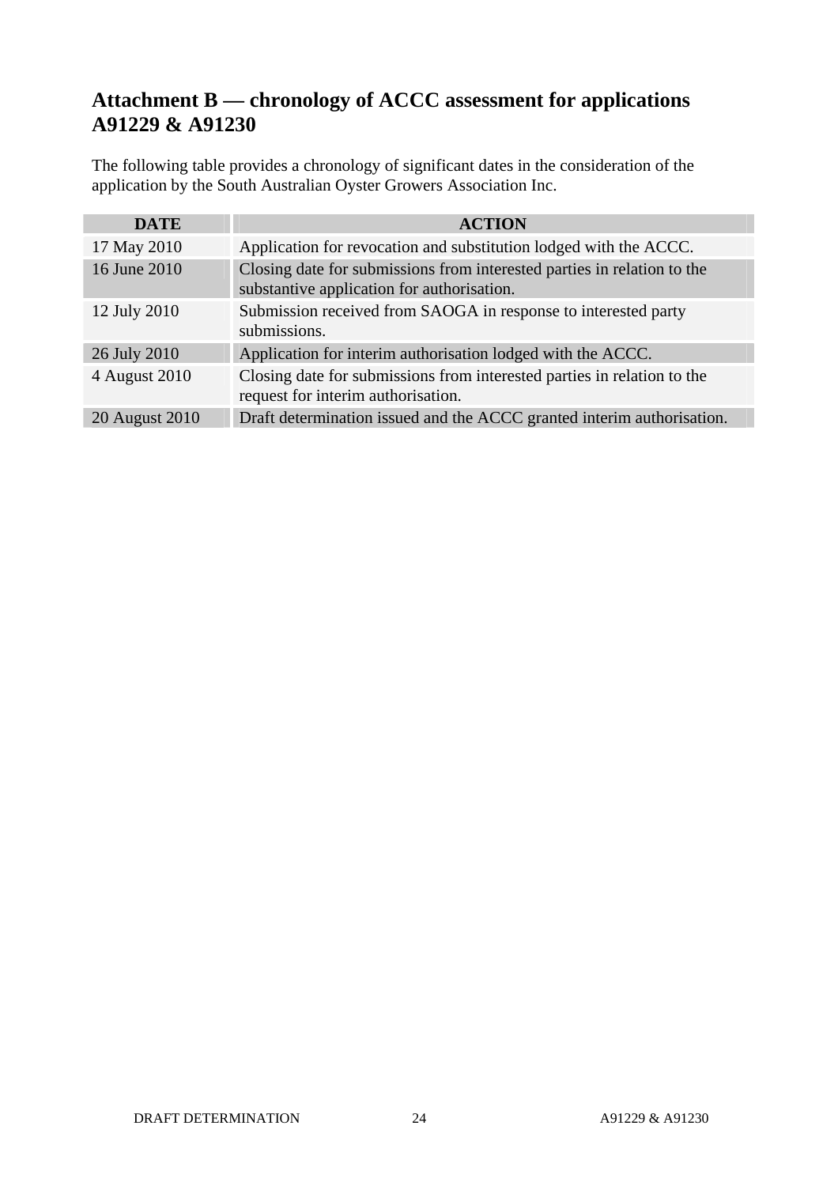## Attachment B — chronology of ACCC assessment for applications A91229 & A91230

The following table provides a chronology of significant dates in the consideration of the application by the South Australian Oyster Growers Association Inc.

| DATE | ACTION |
|---|---|
| 17 May 2010 | Application for revocation and substitution lodged with the ACCC. |
| 16 June 2010 | Closing date for submissions from interested parties in relation to the substantive application for authorisation. |
| 12 July 2010 | Submission received from SAOGA in response to interested party submissions. |
| 26 July 2010 | Application for interim authorisation lodged with the ACCC. |
| 4 August 2010 | Closing date for submissions from interested parties in relation to the request for interim authorisation. |
| 20 August 2010 | Draft determination issued and the ACCC granted interim authorisation. |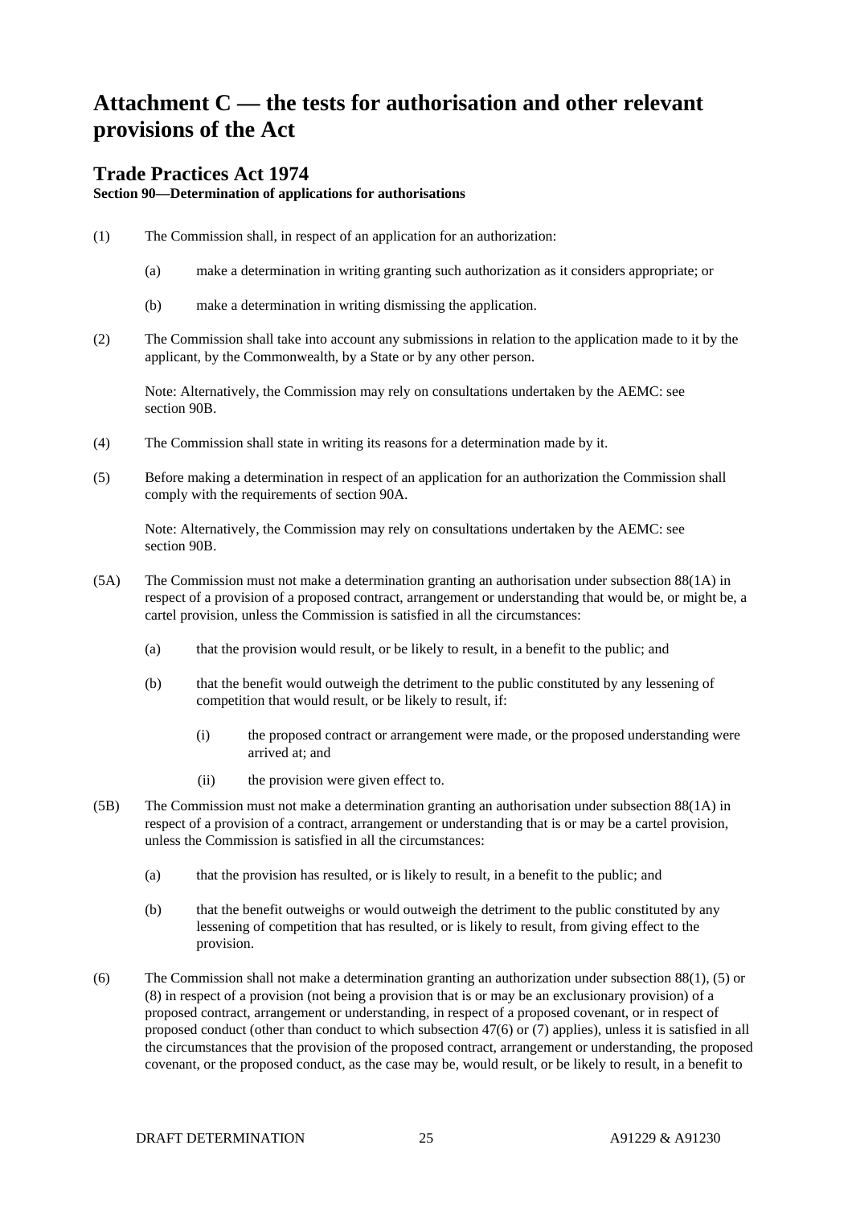# Attachment C — the tests for authorisation and other relevant provisions of the Act

## Trade Practices Act 1974

**Section 90—Determination of applications for authorisations**

(1) The Commission shall, in respect of an application for an authorization:

(a) make a determination in writing granting such authorization as it considers appropriate; or

(b) make a determination in writing dismissing the application.

(2) The Commission shall take into account any submissions in relation to the application made to it by the applicant, by the Commonwealth, by a State or by any other person.

Note: Alternatively, the Commission may rely on consultations undertaken by the AEMC: see section 90B.

(4) The Commission shall state in writing its reasons for a determination made by it.

(5) Before making a determination in respect of an application for an authorization the Commission shall comply with the requirements of section 90A.

Note: Alternatively, the Commission may rely on consultations undertaken by the AEMC: see section 90B.

(5A) The Commission must not make a determination granting an authorisation under subsection 88(1A) in respect of a provision of a proposed contract, arrangement or understanding that would be, or might be, a cartel provision, unless the Commission is satisfied in all the circumstances:

(a) that the provision would result, or be likely to result, in a benefit to the public; and

(b) that the benefit would outweigh the detriment to the public constituted by any lessening of competition that would result, or be likely to result, if:

(i) the proposed contract or arrangement were made, or the proposed understanding were arrived at; and

(ii) the provision were given effect to.

(5B) The Commission must not make a determination granting an authorisation under subsection 88(1A) in respect of a provision of a contract, arrangement or understanding that is or may be a cartel provision, unless the Commission is satisfied in all the circumstances:

(a) that the provision has resulted, or is likely to result, in a benefit to the public; and

(b) that the benefit outweighs or would outweigh the detriment to the public constituted by any lessening of competition that has resulted, or is likely to result, from giving effect to the provision.

(6) The Commission shall not make a determination granting an authorization under subsection 88(1), (5) or (8) in respect of a provision (not being a provision that is or may be an exclusionary provision) of a proposed contract, arrangement or understanding, in respect of a proposed covenant, or in respect of proposed conduct (other than conduct to which subsection 47(6) or (7) applies), unless it is satisfied in all the circumstances that the provision of the proposed contract, arrangement or understanding, the proposed covenant, or the proposed conduct, as the case may be, would result, or be likely to result, in a benefit to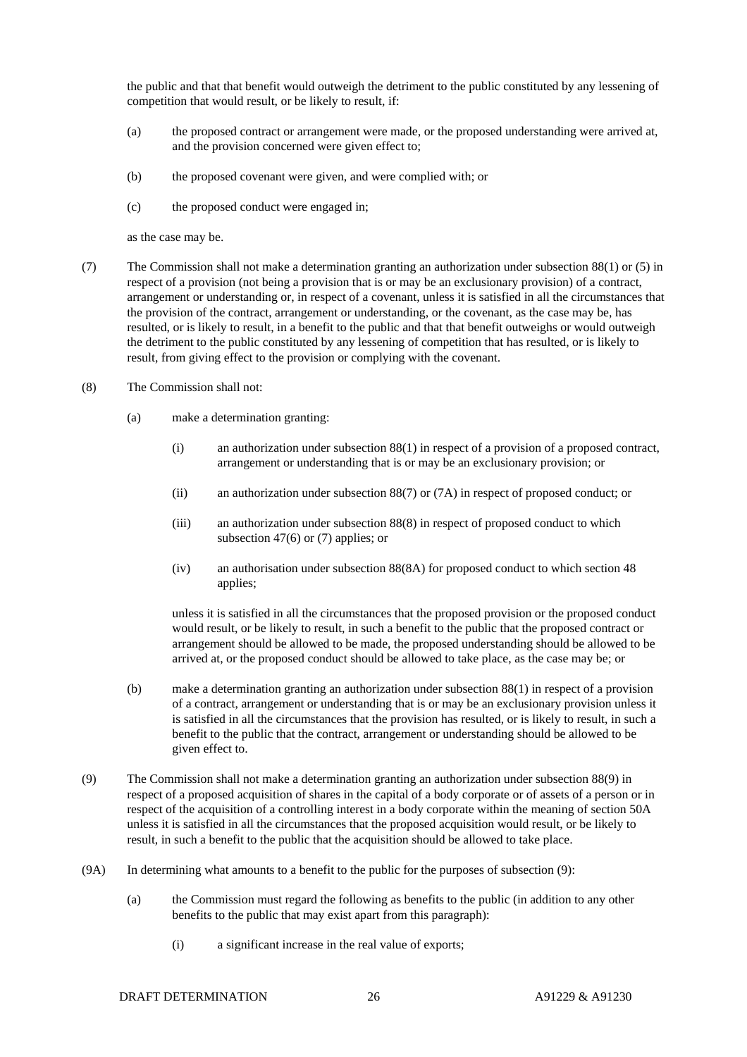the public and that that benefit would outweigh the detriment to the public constituted by any lessening of competition that would result, or be likely to result, if:

(a) the proposed contract or arrangement were made, or the proposed understanding were arrived at, and the provision concerned were given effect to;

(b) the proposed covenant were given, and were complied with; or

(c) the proposed conduct were engaged in;

as the case may be.

(7) The Commission shall not make a determination granting an authorization under subsection 88(1) or (5) in respect of a provision (not being a provision that is or may be an exclusionary provision) of a contract, arrangement or understanding or, in respect of a covenant, unless it is satisfied in all the circumstances that the provision of the contract, arrangement or understanding, or the covenant, as the case may be, has resulted, or is likely to result, in a benefit to the public and that that benefit outweighs or would outweigh the detriment to the public constituted by any lessening of competition that has resulted, or is likely to result, from giving effect to the provision or complying with the covenant.

(8) The Commission shall not:

(a) make a determination granting:

(i) an authorization under subsection 88(1) in respect of a provision of a proposed contract, arrangement or understanding that is or may be an exclusionary provision; or

(ii) an authorization under subsection 88(7) or (7A) in respect of proposed conduct; or

(iii) an authorization under subsection 88(8) in respect of proposed conduct to which subsection 47(6) or (7) applies; or

(iv) an authorisation under subsection 88(8A) for proposed conduct to which section 48 applies;

unless it is satisfied in all the circumstances that the proposed provision or the proposed conduct would result, or be likely to result, in such a benefit to the public that the proposed contract or arrangement should be allowed to be made, the proposed understanding should be allowed to be arrived at, or the proposed conduct should be allowed to take place, as the case may be; or

(b) make a determination granting an authorization under subsection 88(1) in respect of a provision of a contract, arrangement or understanding that is or may be an exclusionary provision unless it is satisfied in all the circumstances that the provision has resulted, or is likely to result, in such a benefit to the public that the contract, arrangement or understanding should be allowed to be given effect to.

(9) The Commission shall not make a determination granting an authorization under subsection 88(9) in respect of a proposed acquisition of shares in the capital of a body corporate or of assets of a person or in respect of the acquisition of a controlling interest in a body corporate within the meaning of section 50A unless it is satisfied in all the circumstances that the proposed acquisition would result, or be likely to result, in such a benefit to the public that the acquisition should be allowed to take place.

(9A) In determining what amounts to a benefit to the public for the purposes of subsection (9):

(a) the Commission must regard the following as benefits to the public (in addition to any other benefits to the public that may exist apart from this paragraph):

(i) a significant increase in the real value of exports;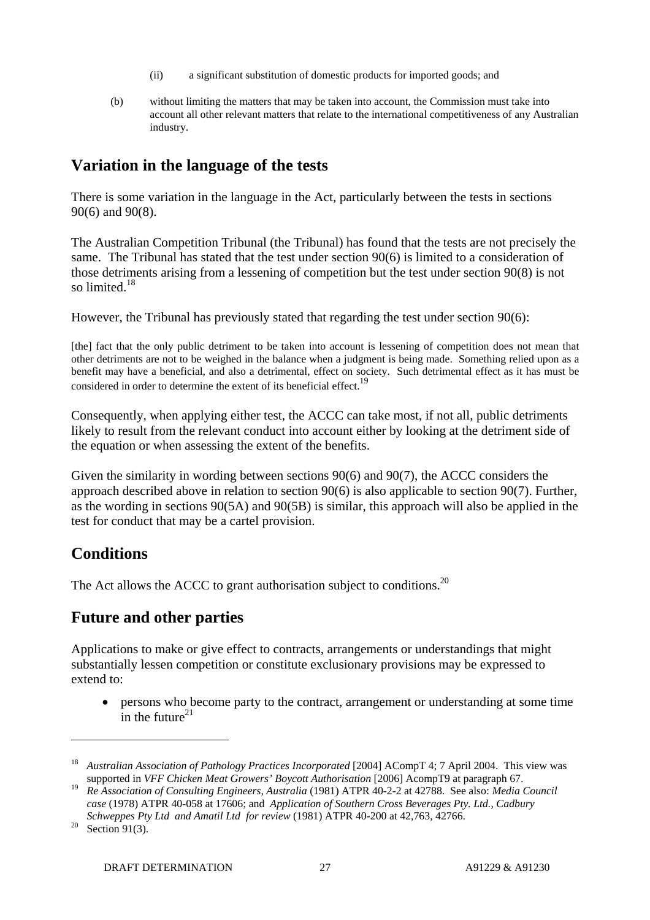(ii) a significant substitution of domestic products for imported goods; and

(b) without limiting the matters that may be taken into account, the Commission must take into account all other relevant matters that relate to the international competitiveness of any Australian industry.

## Variation in the language of the tests

There is some variation in the language in the Act, particularly between the tests in sections 90(6) and 90(8).

The Australian Competition Tribunal (the Tribunal) has found that the tests are not precisely the same. The Tribunal has stated that the test under section 90(6) is limited to a consideration of those detriments arising from a lessening of competition but the test under section 90(8) is not so limited.[18]

However, the Tribunal has previously stated that regarding the test under section 90(6):

> [the] fact that the only public detriment to be taken into account is lessening of competition does not mean that other detriments are not to be weighed in the balance when a judgment is being made. Something relied upon as a benefit may have a beneficial, and also a detrimental, effect on society. Such detrimental effect as it has must be considered in order to determine the extent of its beneficial effect.[19]

Consequently, when applying either test, the ACCC can take most, if not all, public detriments likely to result from the relevant conduct into account either by looking at the detriment side of the equation or when assessing the extent of the benefits.

Given the similarity in wording between sections 90(6) and 90(7), the ACCC considers the approach described above in relation to section 90(6) is also applicable to section 90(7). Further, as the wording in sections 90(5A) and 90(5B) is similar, this approach will also be applied in the test for conduct that may be a cartel provision.

## Conditions

The Act allows the ACCC to grant authorisation subject to conditions.[20]

## Future and other parties

Applications to make or give effect to contracts, arrangements or understandings that might substantially lessen competition or constitute exclusionary provisions may be expressed to extend to:

- persons who become party to the contract, arrangement or understanding at some time in the future[21]

---

[18] *Australian Association of Pathology Practices Incorporated* [2004] ACompT 4; 7 April 2004. This view was supported in *VFF Chicken Meat Growers' Boycott Authorisation* [2006] AcompT9 at paragraph 67.

[19] *Re Association of Consulting Engineers, Australia* (1981) ATPR 40-2-2 at 42788. See also: *Media Council case* (1978) ATPR 40-058 at 17606; and *Application of Southern Cross Beverages Pty. Ltd., Cadbury Schweppes Pty Ltd and Amatil Ltd for review* (1981) ATPR 40-200 at 42,763, 42766.

[20] Section 91(3).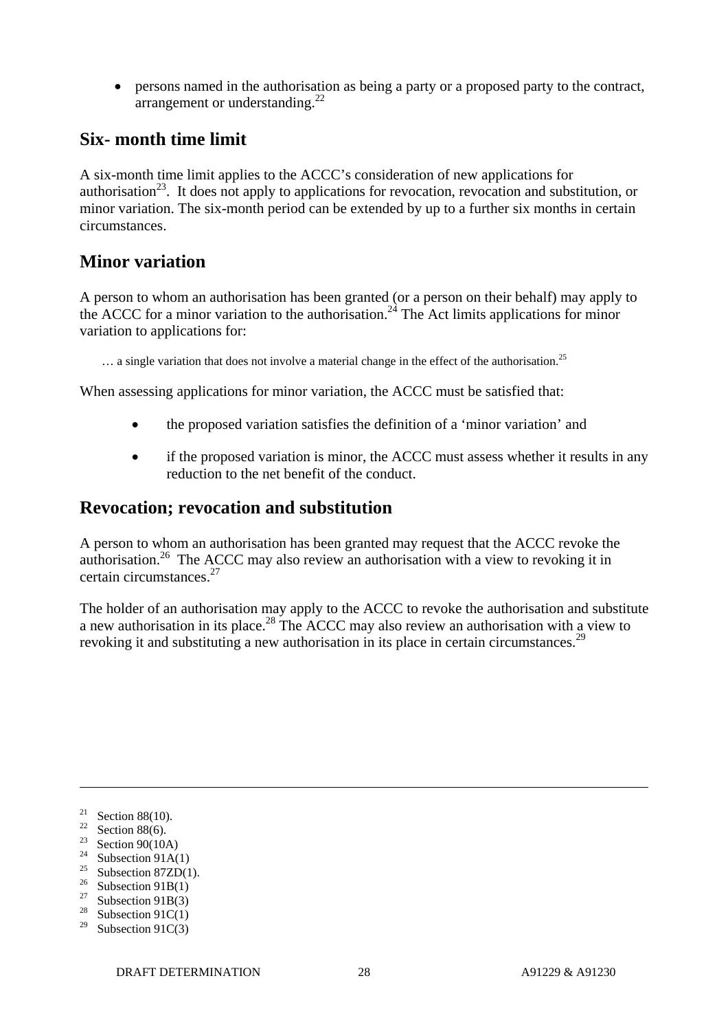- persons named in the authorisation as being a party or a proposed party to the contract, arrangement or understanding.[22]

## Six- month time limit

A six-month time limit applies to the ACCC's consideration of new applications for authorisation[23]. It does not apply to applications for revocation, revocation and substitution, or minor variation. The six-month period can be extended by up to a further six months in certain circumstances.

## Minor variation

A person to whom an authorisation has been granted (or a person on their behalf) may apply to the ACCC for a minor variation to the authorisation.[24] The Act limits applications for minor variation to applications for:

> … a single variation that does not involve a material change in the effect of the authorisation.[25]

When assessing applications for minor variation, the ACCC must be satisfied that:

- the proposed variation satisfies the definition of a 'minor variation' and
- if the proposed variation is minor, the ACCC must assess whether it results in any reduction to the net benefit of the conduct.

## Revocation; revocation and substitution

A person to whom an authorisation has been granted may request that the ACCC revoke the authorisation.[26] The ACCC may also review an authorisation with a view to revoking it in certain circumstances.[27]

The holder of an authorisation may apply to the ACCC to revoke the authorisation and substitute a new authorisation in its place.[28] The ACCC may also review an authorisation with a view to revoking it and substituting a new authorisation in its place in certain circumstances.[29]

---

[21] Section 88(10).
[22] Section 88(6).
[23] Section 90(10A)
[24] Subsection 91A(1)
[25] Subsection 87ZD(1).
[26] Subsection 91B(1)
[27] Subsection 91B(3)
[28] Subsection 91C(1)
[29] Subsection 91C(3)